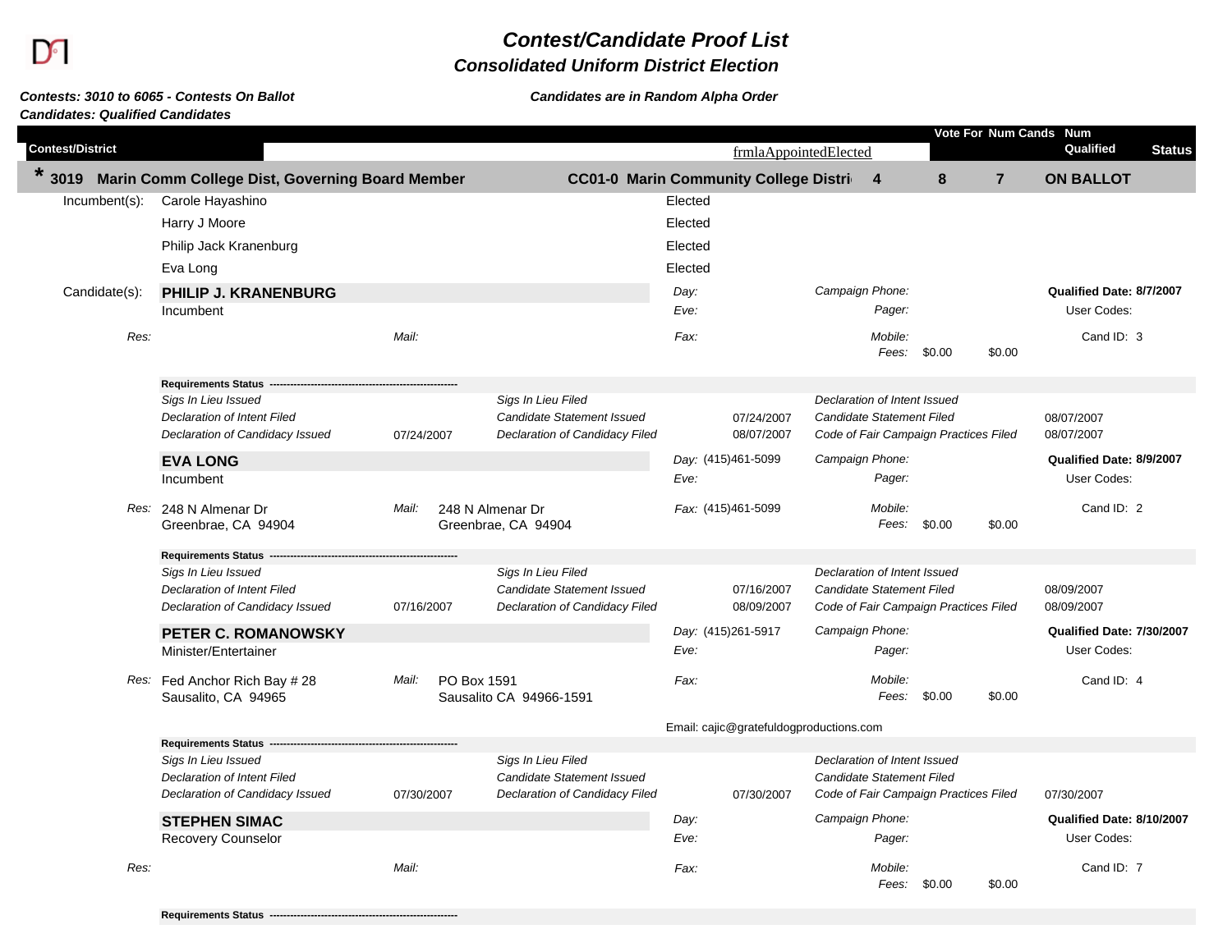# Contest/Candidate Proof List
## Consolidated Uniform District Election

***Contests: 3010 to 6065 - Contests On Ballot***
***Candidates: Qualified Candidates***

***Candidates are in Random Alpha Order***

| Contest/District | | frmlaAppointedElected | Vote For | Num Cands | Num Qualified | Status |
|---|---|---|---|---|---|---|
| **\* 3019 Marin Comm College Dist, Governing Board Member** | **CC01-0 Marin Community College Distri** | | **4** | **8** | **7** | **ON BALLOT** |

**Incumbent(s):**

| Name | Status |
|---|---|
| Carole Hayashino | Elected |
| Harry J Moore | Elected |
| Philip Jack Kranenburg | Elected |
| Eva Long | Elected |

**Candidate(s):**

---

**PHILIP J. KRANENBURG**
Incumbent

*Day:* *Eve:* *Fax:*
*Campaign Phone:* *Pager:* *Mobile:*
*Fees:* $0.00 $0.00
**Qualified Date: 8/7/2007**
User Codes:
Cand ID: 3

*Res:*
*Mail:*

**Requirements Status**

| Requirement | Date | Requirement | Date | Requirement | Date |
|---|---|---|---|---|---|
| *Sigs In Lieu Issued* | | *Sigs In Lieu Filed* | | *Declaration of Intent Issued* | |
| *Declaration of Intent Filed* | | *Candidate Statement Issued* | 07/24/2007 | *Candidate Statement Filed* | 08/07/2007 |
| *Declaration of Candidacy Issued* | 07/24/2007 | *Declaration of Candidacy Filed* | 08/07/2007 | *Code of Fair Campaign Practices Filed* | 08/07/2007 |

---

**EVA LONG**
Incumbent

*Day:* (415)461-5099
*Eve:*
*Fax:* (415)461-5099
*Campaign Phone:* *Pager:* *Mobile:*
*Fees:* $0.00 $0.00
**Qualified Date: 8/9/2007**
User Codes:
Cand ID: 2

*Res:* 248 N Almenar Dr
Greenbrae, CA 94904
*Mail:* 248 N Almenar Dr
Greenbrae, CA 94904

**Requirements Status**

| Requirement | Date | Requirement | Date | Requirement | Date |
|---|---|---|---|---|---|
| *Sigs In Lieu Issued* | | *Sigs In Lieu Filed* | | *Declaration of Intent Issued* | |
| *Declaration of Intent Filed* | | *Candidate Statement Issued* | 07/16/2007 | *Candidate Statement Filed* | 08/09/2007 |
| *Declaration of Candidacy Issued* | 07/16/2007 | *Declaration of Candidacy Filed* | 08/09/2007 | *Code of Fair Campaign Practices Filed* | 08/09/2007 |

---

**PETER C. ROMANOWSKY**
Minister/Entertainer

*Day:* (415)261-5917
*Eve:*
*Fax:*
*Campaign Phone:* *Pager:* *Mobile:*
*Fees:* $0.00 $0.00
**Qualified Date: 7/30/2007**
User Codes:
Cand ID: 4

*Res:* Fed Anchor Rich Bay # 28
Sausalito, CA 94965
*Mail:* PO Box 1591
Sausalito CA 94966-1591

Email: cajic@gratefuldogproductions.com

**Requirements Status**

| Requirement | Date | Requirement | Date | Requirement | Date |
|---|---|---|---|---|---|
| *Sigs In Lieu Issued* | | *Sigs In Lieu Filed* | | *Declaration of Intent Issued* | |
| *Declaration of Intent Filed* | | *Candidate Statement Issued* | | *Candidate Statement Filed* | |
| *Declaration of Candidacy Issued* | 07/30/2007 | *Declaration of Candidacy Filed* | 07/30/2007 | *Code of Fair Campaign Practices Filed* | 07/30/2007 |

---

**STEPHEN SIMAC**
Recovery Counselor

*Day:* *Eve:* *Fax:*
*Campaign Phone:* *Pager:* *Mobile:*
*Fees:* $0.00 $0.00
**Qualified Date: 8/10/2007**
User Codes:
Cand ID: 7

*Res:*
*Mail:*

**Requirements Status**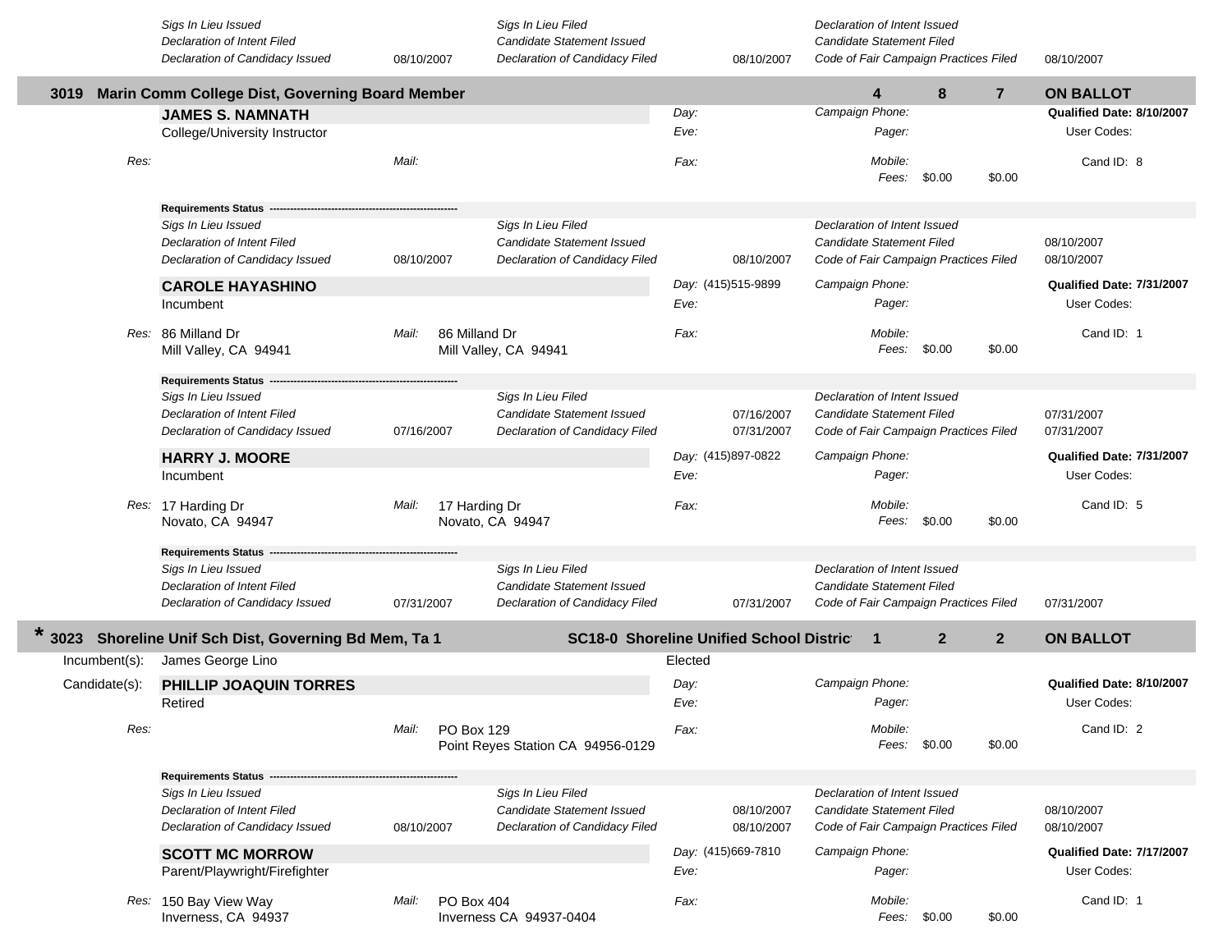| | | | |
|---|---|---|---|
| *Sigs In Lieu Issued* | *Sigs In Lieu Filed* | *Declaration of Intent Issued* | |
| *Declaration of Intent Filed* | *Candidate Statement Issued* | *Candidate Statement Filed* | |
| *Declaration of Candidacy Issued* 08/10/2007 | *Declaration of Candidacy Filed* 08/10/2007 | *Code of Fair Campaign Practices Filed* | 08/10/2007 |

## 3019 Marin Comm College Dist, Governing Board Member — 4 8 7 — ON BALLOT

**JAMES S. NAMNATH**
College/University Instructor

*Day:* *Eve:* *Fax:*
*Campaign Phone:* *Pager:* *Mobile:*
*Fees:* $0.00 $0.00
**Qualified Date: 8/10/2007**
User Codes:
Cand ID: 8

*Res:* *Mail:*

**Requirements Status**

| | | | |
|---|---|---|---|
| *Sigs In Lieu Issued* | *Sigs In Lieu Filed* | *Declaration of Intent Issued* | |
| *Declaration of Intent Filed* | *Candidate Statement Issued* | *Candidate Statement Filed* | 08/10/2007 |
| *Declaration of Candidacy Issued* 08/10/2007 | *Declaration of Candidacy Filed* 08/10/2007 | *Code of Fair Campaign Practices Filed* | 08/10/2007 |

**CAROLE HAYASHINO**
Incumbent

*Day:* (415)515-9899
*Eve:*
*Fax:*
*Campaign Phone:* *Pager:* *Mobile:*
*Fees:* $0.00 $0.00
**Qualified Date: 7/31/2007**
User Codes:
Cand ID: 1

*Res:* 86 Milland Dr, Mill Valley, CA 94941
*Mail:* 86 Milland Dr, Mill Valley, CA 94941

**Requirements Status**

| | | | |
|---|---|---|---|
| *Sigs In Lieu Issued* | *Sigs In Lieu Filed* | *Declaration of Intent Issued* | |
| *Declaration of Intent Filed* | *Candidate Statement Issued* 07/16/2007 | *Candidate Statement Filed* | 07/31/2007 |
| *Declaration of Candidacy Issued* 07/16/2007 | *Declaration of Candidacy Filed* 07/31/2007 | *Code of Fair Campaign Practices Filed* | 07/31/2007 |

**HARRY J. MOORE**
Incumbent

*Day:* (415)897-0822
*Eve:*
*Fax:*
*Campaign Phone:* *Pager:* *Mobile:*
*Fees:* $0.00 $0.00
**Qualified Date: 7/31/2007**
User Codes:
Cand ID: 5

*Res:* 17 Harding Dr, Novato, CA 94947
*Mail:* 17 Harding Dr, Novato, CA 94947

**Requirements Status**

| | | | |
|---|---|---|---|
| *Sigs In Lieu Issued* | *Sigs In Lieu Filed* | *Declaration of Intent Issued* | |
| *Declaration of Intent Filed* | *Candidate Statement Issued* | *Candidate Statement Filed* | |
| *Declaration of Candidacy Issued* 07/31/2007 | *Declaration of Candidacy Filed* 07/31/2007 | *Code of Fair Campaign Practices Filed* | 07/31/2007 |

## * 3023 Shoreline Unif Sch Dist, Governing Bd Mem, Ta 1 — SC18-0 Shoreline Unified School Distric — 1 2 2 — ON BALLOT

Incumbent(s): James George Lino — Elected

Candidate(s):

**PHILLIP JOAQUIN TORRES**
Retired

*Day:* *Eve:* *Fax:*
*Campaign Phone:* *Pager:* *Mobile:*
*Fees:* $0.00 $0.00
**Qualified Date: 8/10/2007**
User Codes:
Cand ID: 2

*Res:*
*Mail:* PO Box 129, Point Reyes Station CA 94956-0129

**Requirements Status**

| | | | |
|---|---|---|---|
| *Sigs In Lieu Issued* | *Sigs In Lieu Filed* | *Declaration of Intent Issued* | |
| *Declaration of Intent Filed* | *Candidate Statement Issued* 08/10/2007 | *Candidate Statement Filed* | 08/10/2007 |
| *Declaration of Candidacy Issued* 08/10/2007 | *Declaration of Candidacy Filed* 08/10/2007 | *Code of Fair Campaign Practices Filed* | 08/10/2007 |

**SCOTT MC MORROW**
Parent/Playwright/Firefighter

*Day:* (415)669-7810
*Eve:*
*Fax:*
*Campaign Phone:* *Pager:* *Mobile:*
*Fees:* $0.00 $0.00
**Qualified Date: 7/17/2007**
User Codes:
Cand ID: 1

*Res:* 150 Bay View Way, Inverness, CA 94937
*Mail:* PO Box 404, Inverness CA 94937-0404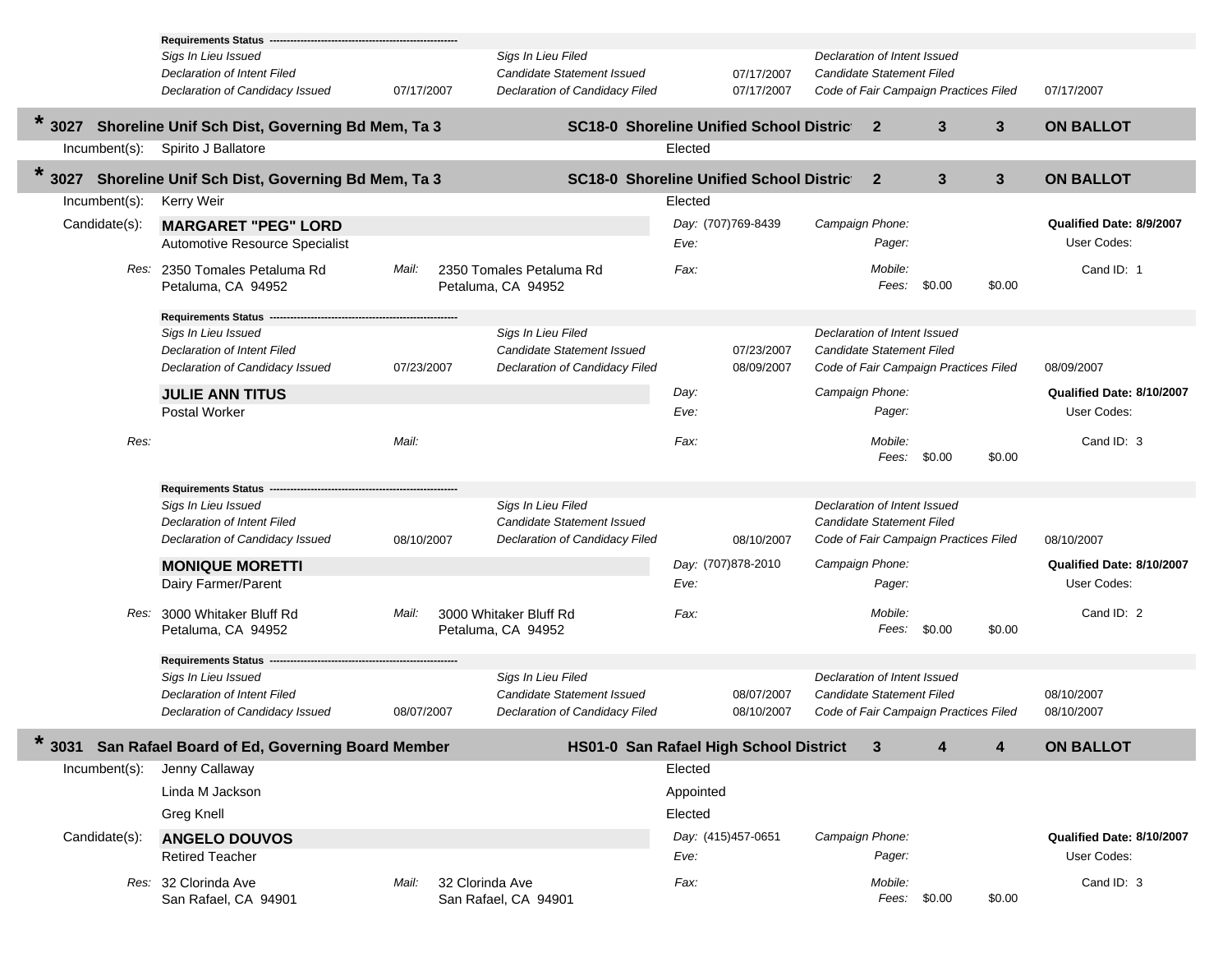**Requirements Status**

| | | | | | |
|---|---|---|---|---|---|
| *Sigs In Lieu Issued* | | *Sigs In Lieu Filed* | | *Declaration of Intent Issued* | |
| *Declaration of Intent Filed* | | *Candidate Statement Issued* | 07/17/2007 | *Candidate Statement Filed* | |
| *Declaration of Candidacy Issued* | 07/17/2007 | *Declaration of Candidacy Filed* | 07/17/2007 | *Code of Fair Campaign Practices Filed* | 07/17/2007 |

## * 3027 Shoreline Unif Sch Dist, Governing Bd Mem, Ta 3 — SC18-0 Shoreline Unified School Distric — 2 — 3 — 3 — ON BALLOT

Incumbent(s): Spirito J Ballatore — Elected

## * 3027 Shoreline Unif Sch Dist, Governing Bd Mem, Ta 3 — SC18-0 Shoreline Unified School Distric — 2 — 3 — 3 — ON BALLOT

Incumbent(s): Kerry Weir — Elected

Candidate(s):

**MARGARET "PEG" LORD**
Automotive Resource Specialist

*Day:* (707)769-8439 | *Eve:* | *Fax:*
*Campaign Phone:* | *Pager:* | *Mobile:* | *Fees:* $0.00 $0.00
**Qualified Date: 8/9/2007** | User Codes: | Cand ID: 1

*Res:* 2350 Tomales Petaluma Rd, Petaluma, CA 94952
*Mail:* 2350 Tomales Petaluma Rd, Petaluma, CA 94952

**Requirements Status**

| | | | | | |
|---|---|---|---|---|---|
| *Sigs In Lieu Issued* | | *Sigs In Lieu Filed* | | *Declaration of Intent Issued* | |
| *Declaration of Intent Filed* | | *Candidate Statement Issued* | 07/23/2007 | *Candidate Statement Filed* | |
| *Declaration of Candidacy Issued* | 07/23/2007 | *Declaration of Candidacy Filed* | 08/09/2007 | *Code of Fair Campaign Practices Filed* | 08/09/2007 |

**JULIE ANN TITUS**
Postal Worker

*Day:* | *Eve:* | *Fax:*
*Campaign Phone:* | *Pager:* | *Mobile:* | *Fees:* $0.00 $0.00
**Qualified Date: 8/10/2007** | User Codes: | Cand ID: 3

*Res:*
*Mail:*

**Requirements Status**

| | | | | | |
|---|---|---|---|---|---|
| *Sigs In Lieu Issued* | | *Sigs In Lieu Filed* | | *Declaration of Intent Issued* | |
| *Declaration of Intent Filed* | | *Candidate Statement Issued* | | *Candidate Statement Filed* | |
| *Declaration of Candidacy Issued* | 08/10/2007 | *Declaration of Candidacy Filed* | 08/10/2007 | *Code of Fair Campaign Practices Filed* | 08/10/2007 |

**MONIQUE MORETTI**
Dairy Farmer/Parent

*Day:* (707)878-2010 | *Eve:* | *Fax:*
*Campaign Phone:* | *Pager:* | *Mobile:* | *Fees:* $0.00 $0.00
**Qualified Date: 8/10/2007** | User Codes: | Cand ID: 2

*Res:* 3000 Whitaker Bluff Rd, Petaluma, CA 94952
*Mail:* 3000 Whitaker Bluff Rd, Petaluma, CA 94952

**Requirements Status**

| | | | | | |
|---|---|---|---|---|---|
| *Sigs In Lieu Issued* | | *Sigs In Lieu Filed* | | *Declaration of Intent Issued* | |
| *Declaration of Intent Filed* | | *Candidate Statement Issued* | 08/07/2007 | *Candidate Statement Filed* | 08/10/2007 |
| *Declaration of Candidacy Issued* | 08/07/2007 | *Declaration of Candidacy Filed* | 08/10/2007 | *Code of Fair Campaign Practices Filed* | 08/10/2007 |

## * 3031 San Rafael Board of Ed, Governing Board Member — HS01-0 San Rafael High School District — 3 — 4 — 4 — ON BALLOT

Incumbent(s):
- Jenny Callaway — Elected
- Linda M Jackson — Appointed
- Greg Knell — Elected

Candidate(s):

**ANGELO DOUVOS**
Retired Teacher

*Day:* (415)457-0651 | *Eve:* | *Fax:*
*Campaign Phone:* | *Pager:* | *Mobile:* | *Fees:* $0.00 $0.00
**Qualified Date: 8/10/2007** | User Codes: | Cand ID: 3

*Res:* 32 Clorinda Ave, San Rafael, CA 94901
*Mail:* 32 Clorinda Ave, San Rafael, CA 94901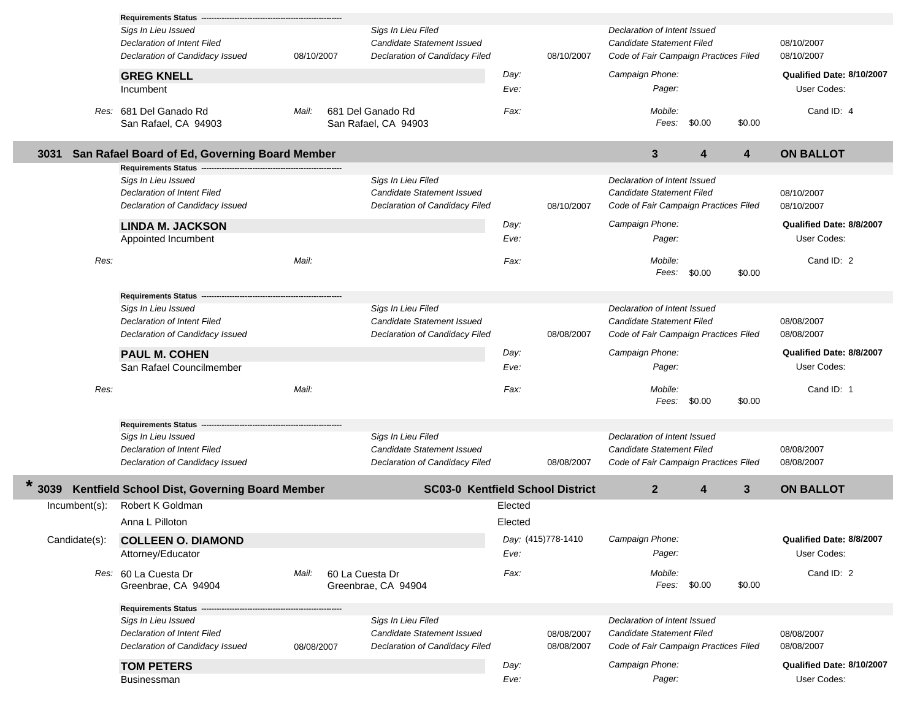**Requirements Status**

| | | | | | |
|---|---|---|---|---|---|
| *Sigs In Lieu Issued* | | *Sigs In Lieu Filed* | | *Declaration of Intent Issued* | |
| *Declaration of Intent Filed* | | *Candidate Statement Issued* | | *Candidate Statement Filed* | 08/10/2007 |
| *Declaration of Candidacy Issued* | 08/10/2007 | *Declaration of Candidacy Filed* | 08/10/2007 | *Code of Fair Campaign Practices Filed* | 08/10/2007 |

**GREG KNELL** — Incumbent
*Day:* *Eve:* *Campaign Phone:* *Pager:*
**Qualified Date: 8/10/2007** — User Codes:

*Res:* 681 Del Ganado Rd, San Rafael, CA 94903
*Mail:* 681 Del Ganado Rd, San Rafael, CA 94903
*Fax:* *Mobile:*
*Fees:* $0.00 $0.00
Cand ID: 4

## 3031 San Rafael Board of Ed, Governing Board Member — 3 4 4 — ON BALLOT

**Requirements Status**

| | | | | | |
|---|---|---|---|---|---|
| *Sigs In Lieu Issued* | | *Sigs In Lieu Filed* | | *Declaration of Intent Issued* | |
| *Declaration of Intent Filed* | | *Candidate Statement Issued* | | *Candidate Statement Filed* | 08/10/2007 |
| *Declaration of Candidacy Issued* | | *Declaration of Candidacy Filed* | 08/10/2007 | *Code of Fair Campaign Practices Filed* | 08/10/2007 |

**LINDA M. JACKSON** — Appointed Incumbent
*Day:* *Eve:* *Campaign Phone:* *Pager:*
**Qualified Date: 8/8/2007** — User Codes:

*Res:* *Mail:* *Fax:* *Mobile:*
*Fees:* $0.00 $0.00
Cand ID: 2

**Requirements Status**

| | | | | | |
|---|---|---|---|---|---|
| *Sigs In Lieu Issued* | | *Sigs In Lieu Filed* | | *Declaration of Intent Issued* | |
| *Declaration of Intent Filed* | | *Candidate Statement Issued* | | *Candidate Statement Filed* | 08/08/2007 |
| *Declaration of Candidacy Issued* | | *Declaration of Candidacy Filed* | 08/08/2007 | *Code of Fair Campaign Practices Filed* | 08/08/2007 |

**PAUL M. COHEN** — San Rafael Councilmember
*Day:* *Eve:* *Campaign Phone:* *Pager:*
**Qualified Date: 8/8/2007** — User Codes:

*Res:* *Mail:* *Fax:* *Mobile:*
*Fees:* $0.00 $0.00
Cand ID: 1

**Requirements Status**

| | | | | | |
|---|---|---|---|---|---|
| *Sigs In Lieu Issued* | | *Sigs In Lieu Filed* | | *Declaration of Intent Issued* | |
| *Declaration of Intent Filed* | | *Candidate Statement Issued* | | *Candidate Statement Filed* | 08/08/2007 |
| *Declaration of Candidacy Issued* | | *Declaration of Candidacy Filed* | 08/08/2007 | *Code of Fair Campaign Practices Filed* | 08/08/2007 |

## * 3039 Kentfield School Dist, Governing Board Member — SC03-0 Kentfield School District — 2 4 3 — ON BALLOT

Incumbent(s):
- Robert K Goldman — Elected
- Anna L Pilloton — Elected

Candidate(s):

**COLLEEN O. DIAMOND** — Attorney/Educator
*Day:* (415)778-1410 *Eve:* *Campaign Phone:* *Pager:*
**Qualified Date: 8/8/2007** — User Codes:

*Res:* 60 La Cuesta Dr, Greenbrae, CA 94904
*Mail:* 60 La Cuesta Dr, Greenbrae, CA 94904
*Fax:* *Mobile:*
*Fees:* $0.00 $0.00
Cand ID: 2

**Requirements Status**

| | | | | | |
|---|---|---|---|---|---|
| *Sigs In Lieu Issued* | | *Sigs In Lieu Filed* | | *Declaration of Intent Issued* | |
| *Declaration of Intent Filed* | | *Candidate Statement Issued* | 08/08/2007 | *Candidate Statement Filed* | 08/08/2007 |
| *Declaration of Candidacy Issued* | 08/08/2007 | *Declaration of Candidacy Filed* | 08/08/2007 | *Code of Fair Campaign Practices Filed* | 08/08/2007 |

**TOM PETERS** — Businessman
*Day:* *Eve:* *Campaign Phone:* *Pager:*
**Qualified Date: 8/10/2007** — User Codes: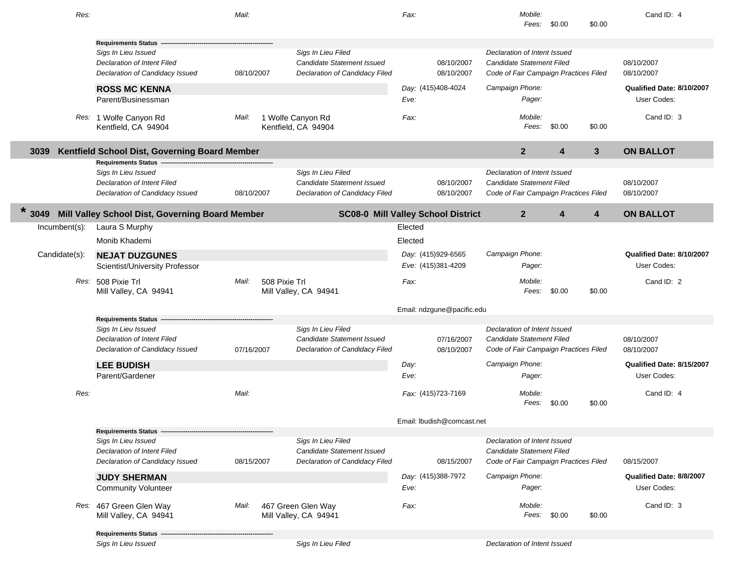| Res: | | Mail: | | Fax: | | Mobile: | | Cand ID: 4 |
|---|---|---|---|---|---|---|---|---|
| | | | | | | Fees: | $0.00 $0.00 | |

**Requirements Status**

| | | | | | |
|---|---|---|---|---|---|
| *Sigs In Lieu Issued* | | *Sigs In Lieu Filed* | | *Declaration of Intent Issued* | |
| *Declaration of Intent Filed* | | *Candidate Statement Issued* | 08/10/2007 | *Candidate Statement Filed* | 08/10/2007 |
| *Declaration of Candidacy Issued* | 08/10/2007 | *Declaration of Candidacy Filed* | 08/10/2007 | *Code of Fair Campaign Practices Filed* | 08/10/2007 |

**ROSS MC KENNA**
Parent/Businessman

Day: (415)408-4024 | Eve: | Campaign Phone: | Pager: | **Qualified Date: 8/10/2007** | User Codes:

Res: 1 Wolfe Canyon Rd, Kentfield, CA 94904 | Mail: 1 Wolfe Canyon Rd, Kentfield, CA 94904 | Fax: | Mobile: | Fees: $0.00 $0.00 | Cand ID: 3

## 3039 Kentfield School Dist, Governing Board Member — 2 | 4 | 3 | ON BALLOT

**Requirements Status**

| | | | | | |
|---|---|---|---|---|---|
| *Sigs In Lieu Issued* | | *Sigs In Lieu Filed* | | *Declaration of Intent Issued* | |
| *Declaration of Intent Filed* | | *Candidate Statement Issued* | 08/10/2007 | *Candidate Statement Filed* | 08/10/2007 |
| *Declaration of Candidacy Issued* | 08/10/2007 | *Declaration of Candidacy Filed* | 08/10/2007 | *Code of Fair Campaign Practices Filed* | 08/10/2007 |

## * 3049 Mill Valley School Dist, Governing Board Member — SC08-0 Mill Valley School District — 2 | 4 | 4 | ON BALLOT

Incumbent(s):
- Laura S Murphy — Elected
- Monib Khademi — Elected

Candidate(s):

**NEJAT DUZGUNES**
Scientist/University Professor

Day: (415)929-6565 | Eve: (415)381-4209 | Campaign Phone: | Pager: | **Qualified Date: 8/10/2007** | User Codes:

Res: 508 Pixie Trl, Mill Valley, CA 94941 | Mail: 508 Pixie Trl, Mill Valley, CA 94941 | Fax: | Mobile: | Fees: $0.00 $0.00 | Cand ID: 2

Email: ndzgune@pacific.edu

**Requirements Status**

| | | | | | |
|---|---|---|---|---|---|
| *Sigs In Lieu Issued* | | *Sigs In Lieu Filed* | | *Declaration of Intent Issued* | |
| *Declaration of Intent Filed* | | *Candidate Statement Issued* | 07/16/2007 | *Candidate Statement Filed* | 08/10/2007 |
| *Declaration of Candidacy Issued* | 07/16/2007 | *Declaration of Candidacy Filed* | 08/10/2007 | *Code of Fair Campaign Practices Filed* | 08/10/2007 |

**LEE BUDISH**
Parent/Gardener

Day: | Eve: | Campaign Phone: | Pager: | **Qualified Date: 8/15/2007** | User Codes:

Res: | Mail: | Fax: (415)723-7169 | Mobile: | Fees: $0.00 $0.00 | Cand ID: 4

Email: lbudish@comcast.net

**Requirements Status**

| | | | | | |
|---|---|---|---|---|---|
| *Sigs In Lieu Issued* | | *Sigs In Lieu Filed* | | *Declaration of Intent Issued* | |
| *Declaration of Intent Filed* | | *Candidate Statement Issued* | | *Candidate Statement Filed* | |
| *Declaration of Candidacy Issued* | 08/15/2007 | *Declaration of Candidacy Filed* | 08/15/2007 | *Code of Fair Campaign Practices Filed* | 08/15/2007 |

**JUDY SHERMAN**
Community Volunteer

Day: (415)388-7972 | Eve: | Campaign Phone: | Pager: | **Qualified Date: 8/8/2007** | User Codes:

Res: 467 Green Glen Way, Mill Valley, CA 94941 | Mail: 467 Green Glen Way, Mill Valley, CA 94941 | Fax: | Mobile: | Fees: $0.00 $0.00 | Cand ID: 3

**Requirements Status**

| | | | | | |
|---|---|---|---|---|---|
| *Sigs In Lieu Issued* | | *Sigs In Lieu Filed* | | *Declaration of Intent Issued* | |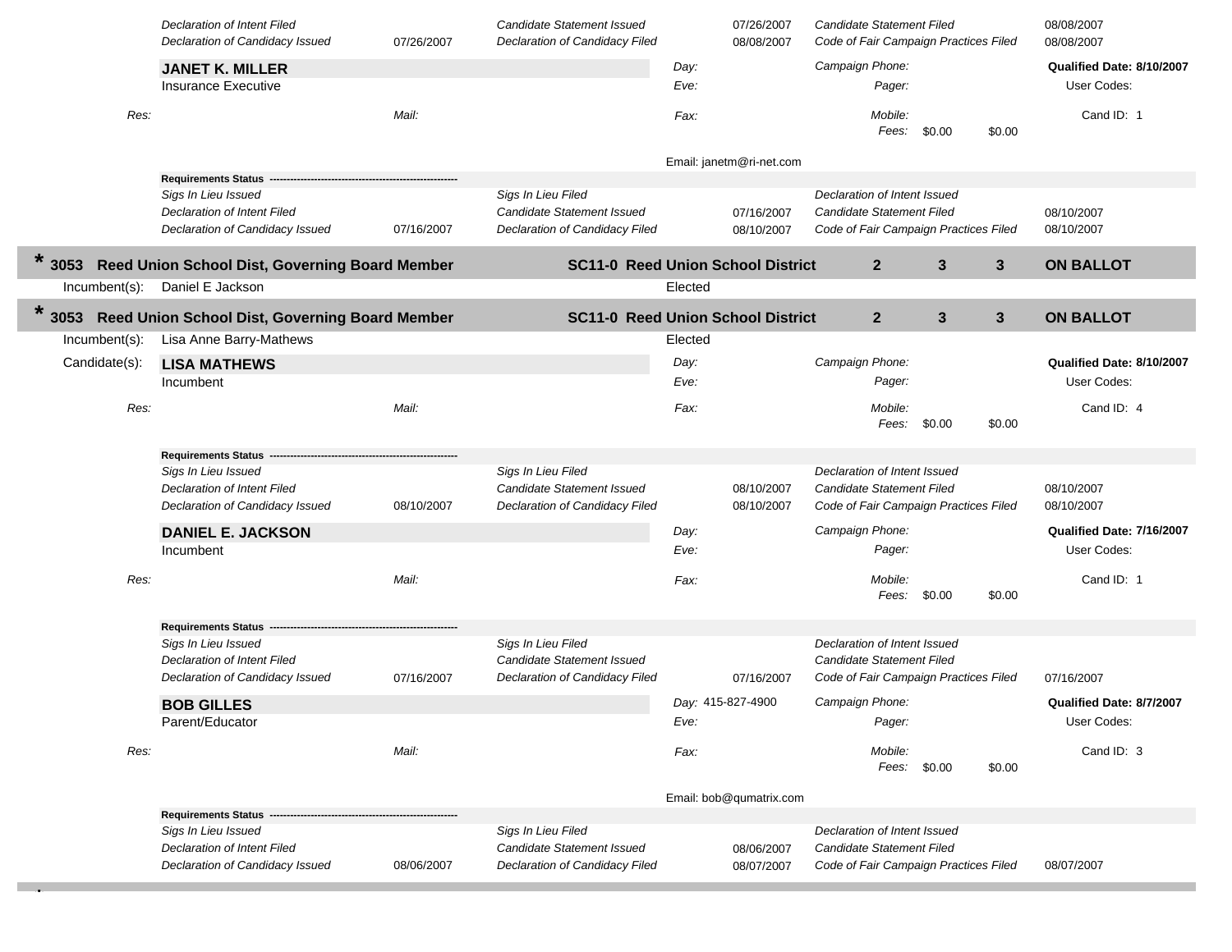| | | | | | |
|---|---|---|---|---|---|
| *Declaration of Intent Filed* | | *Candidate Statement Issued* | 07/26/2007 | *Candidate Statement Filed* | 08/08/2007 |
| *Declaration of Candidacy Issued* | 07/26/2007 | *Declaration of Candidacy Filed* | 08/08/2007 | *Code of Fair Campaign Practices Filed* | 08/08/2007 |

**JANET K. MILLER**
Insurance Executive

*Day:* *Eve:* *Campaign Phone:* *Pager:* **Qualified Date: 8/10/2007** User Codes:

*Res:* *Mail:* *Fax:* *Mobile:* Cand ID: 1

*Fees:* $0.00 $0.00

Email: janetm@ri-net.com

**Requirements Status** -----------------------------------------------------------

| | | | | | |
|---|---|---|---|---|---|
| *Sigs In Lieu Issued* | | *Sigs In Lieu Filed* | | *Declaration of Intent Issued* | |
| *Declaration of Intent Filed* | | *Candidate Statement Issued* | 07/16/2007 | *Candidate Statement Filed* | 08/10/2007 |
| *Declaration of Candidacy Issued* | 07/16/2007 | *Declaration of Candidacy Filed* | 08/10/2007 | *Code of Fair Campaign Practices Filed* | 08/10/2007 |

## * 3053 Reed Union School Dist, Governing Board Member — SC11-0 Reed Union School District — 2 — 3 — 3 — ON BALLOT

Incumbent(s): Daniel E Jackson — Elected

## * 3053 Reed Union School Dist, Governing Board Member — SC11-0 Reed Union School District — 2 — 3 — 3 — ON BALLOT

Incumbent(s): Lisa Anne Barry-Mathews — Elected

Candidate(s):

**LISA MATHEWS**
Incumbent

*Day:* *Eve:* *Campaign Phone:* *Pager:* **Qualified Date: 8/10/2007** User Codes:

*Res:* *Mail:* *Fax:* *Mobile:* Cand ID: 4

*Fees:* $0.00 $0.00

**Requirements Status** -----------------------------------------------------------

| | | | | | |
|---|---|---|---|---|---|
| *Sigs In Lieu Issued* | | *Sigs In Lieu Filed* | | *Declaration of Intent Issued* | |
| *Declaration of Intent Filed* | | *Candidate Statement Issued* | 08/10/2007 | *Candidate Statement Filed* | 08/10/2007 |
| *Declaration of Candidacy Issued* | 08/10/2007 | *Declaration of Candidacy Filed* | 08/10/2007 | *Code of Fair Campaign Practices Filed* | 08/10/2007 |

**DANIEL E. JACKSON**
Incumbent

*Day:* *Eve:* *Campaign Phone:* *Pager:* **Qualified Date: 7/16/2007** User Codes:

*Res:* *Mail:* *Fax:* *Mobile:* Cand ID: 1

*Fees:* $0.00 $0.00

**Requirements Status** -----------------------------------------------------------

| | | | | | |
|---|---|---|---|---|---|
| *Sigs In Lieu Issued* | | *Sigs In Lieu Filed* | | *Declaration of Intent Issued* | |
| *Declaration of Intent Filed* | | *Candidate Statement Issued* | | *Candidate Statement Filed* | |
| *Declaration of Candidacy Issued* | 07/16/2007 | *Declaration of Candidacy Filed* | 07/16/2007 | *Code of Fair Campaign Practices Filed* | 07/16/2007 |

**BOB GILLES**
Parent/Educator

*Day:* 415-827-4900 *Eve:* *Campaign Phone:* *Pager:* **Qualified Date: 8/7/2007** User Codes:

*Res:* *Mail:* *Fax:* *Mobile:* Cand ID: 3

*Fees:* $0.00 $0.00

Email: bob@qumatrix.com

**Requirements Status** -----------------------------------------------------------

| | | | | | |
|---|---|---|---|---|---|
| *Sigs In Lieu Issued* | | *Sigs In Lieu Filed* | | *Declaration of Intent Issued* | |
| *Declaration of Intent Filed* | | *Candidate Statement Issued* | 08/06/2007 | *Candidate Statement Filed* | |
| *Declaration of Candidacy Issued* | 08/06/2007 | *Declaration of Candidacy Filed* | 08/07/2007 | *Code of Fair Campaign Practices Filed* | 08/07/2007 |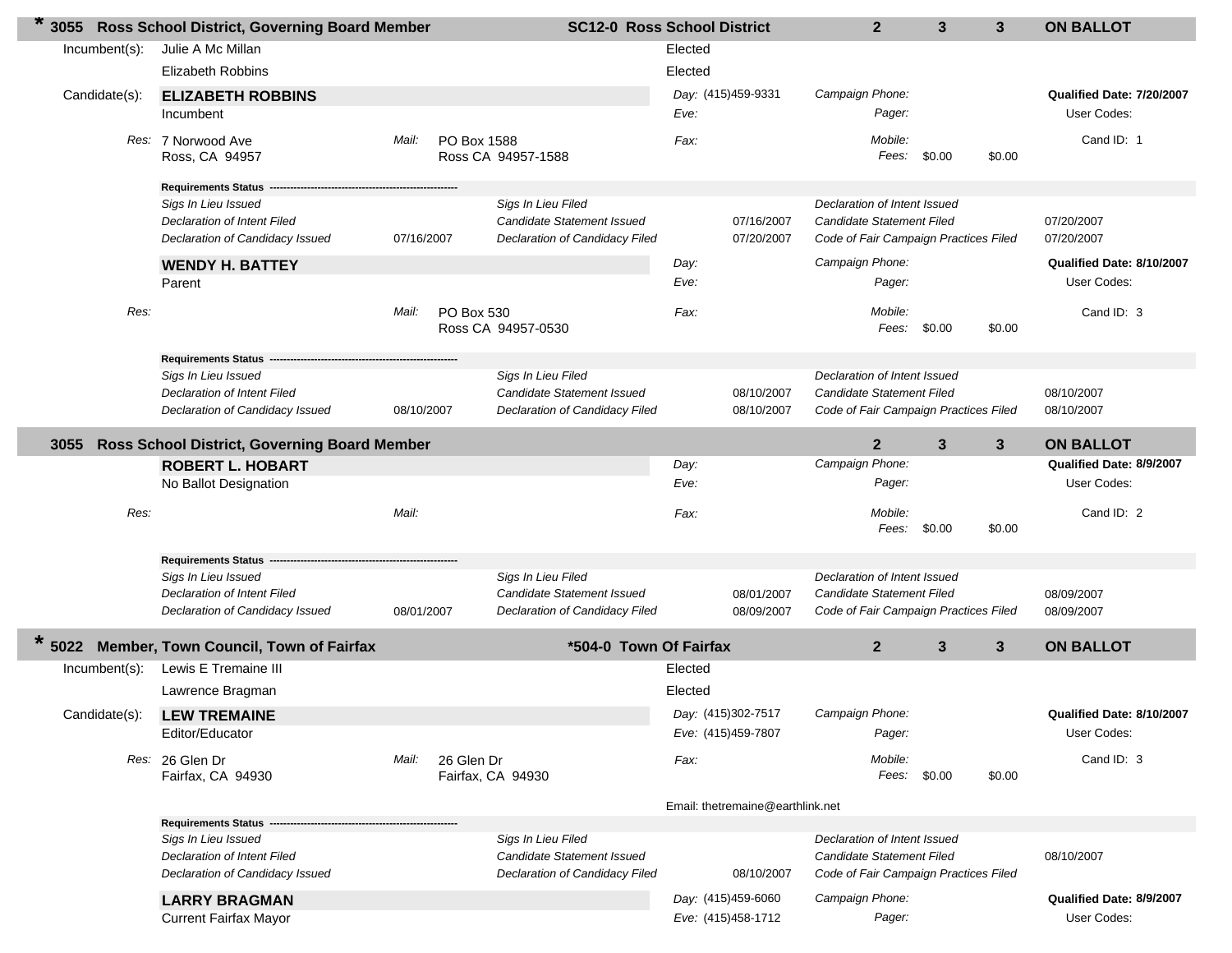## * 3055 Ross School District, Governing Board Member — SC12-0 Ross School District — 2 3 3 ON BALLOT

Incumbent(s): Julie A Mc Millan — Elected
Elizabeth Robbins — Elected

Candidate(s):

**ELIZABETH ROBBINS**
Incumbent

*Day:* (415)459-9331 *Campaign Phone:* **Qualified Date: 7/20/2007**
*Eve:* *Pager:* User Codes:

*Res:* 7 Norwood Ave, Ross, CA 94957 *Mail:* PO Box 1588, Ross CA 94957-1588
*Fax:* *Mobile:* *Fees:* $0.00 $0.00 Cand ID: 1

**Requirements Status**

| | | | | | |
|---|---|---|---|---|---|
| *Sigs In Lieu Issued* | | *Sigs In Lieu Filed* | | *Declaration of Intent Issued* | |
| *Declaration of Intent Filed* | | *Candidate Statement Issued* | 07/16/2007 | *Candidate Statement Filed* | 07/20/2007 |
| *Declaration of Candidacy Issued* | 07/16/2007 | *Declaration of Candidacy Filed* | 07/20/2007 | *Code of Fair Campaign Practices Filed* | 07/20/2007 |

**WENDY H. BATTEY**
Parent

*Day:* *Campaign Phone:* **Qualified Date: 8/10/2007**
*Eve:* *Pager:* User Codes:

*Res:* *Mail:* PO Box 530, Ross CA 94957-0530
*Fax:* *Mobile:* *Fees:* $0.00 $0.00 Cand ID: 3

**Requirements Status**

| | | | | | |
|---|---|---|---|---|---|
| *Sigs In Lieu Issued* | | *Sigs In Lieu Filed* | | *Declaration of Intent Issued* | |
| *Declaration of Intent Filed* | | *Candidate Statement Issued* | 08/10/2007 | *Candidate Statement Filed* | 08/10/2007 |
| *Declaration of Candidacy Issued* | 08/10/2007 | *Declaration of Candidacy Filed* | 08/10/2007 | *Code of Fair Campaign Practices Filed* | 08/10/2007 |

## 3055 Ross School District, Governing Board Member — 2 3 3 ON BALLOT

**ROBERT L. HOBART**
No Ballot Designation

*Day:* *Campaign Phone:* **Qualified Date: 8/9/2007**
*Eve:* *Pager:* User Codes:

*Res:* *Mail:*
*Fax:* *Mobile:* *Fees:* $0.00 $0.00 Cand ID: 2

**Requirements Status**

| | | | | | |
|---|---|---|---|---|---|
| *Sigs In Lieu Issued* | | *Sigs In Lieu Filed* | | *Declaration of Intent Issued* | |
| *Declaration of Intent Filed* | | *Candidate Statement Issued* | 08/01/2007 | *Candidate Statement Filed* | 08/09/2007 |
| *Declaration of Candidacy Issued* | 08/01/2007 | *Declaration of Candidacy Filed* | 08/09/2007 | *Code of Fair Campaign Practices Filed* | 08/09/2007 |

## * 5022 Member, Town Council, Town of Fairfax — *504-0 Town Of Fairfax — 2 3 3 ON BALLOT

Incumbent(s): Lewis E Tremaine III — Elected
Lawrence Bragman — Elected

Candidate(s):

**LEW TREMAINE**
Editor/Educator

*Day:* (415)302-7517 *Campaign Phone:* **Qualified Date: 8/10/2007**
*Eve:* (415)459-7807 *Pager:* User Codes:

*Res:* 26 Glen Dr, Fairfax, CA 94930 *Mail:* 26 Glen Dr, Fairfax, CA 94930
*Fax:* *Mobile:* *Fees:* $0.00 $0.00 Cand ID: 3

Email: thetremaine@earthlink.net

**Requirements Status**

| | | | | | |
|---|---|---|---|---|---|
| *Sigs In Lieu Issued* | | *Sigs In Lieu Filed* | | *Declaration of Intent Issued* | |
| *Declaration of Intent Filed* | | *Candidate Statement Issued* | | *Candidate Statement Filed* | 08/10/2007 |
| *Declaration of Candidacy Issued* | | *Declaration of Candidacy Filed* | 08/10/2007 | *Code of Fair Campaign Practices Filed* | |

**LARRY BRAGMAN**
Current Fairfax Mayor

*Day:* (415)459-6060 *Campaign Phone:* **Qualified Date: 8/9/2007**
*Eve:* (415)458-1712 *Pager:* User Codes: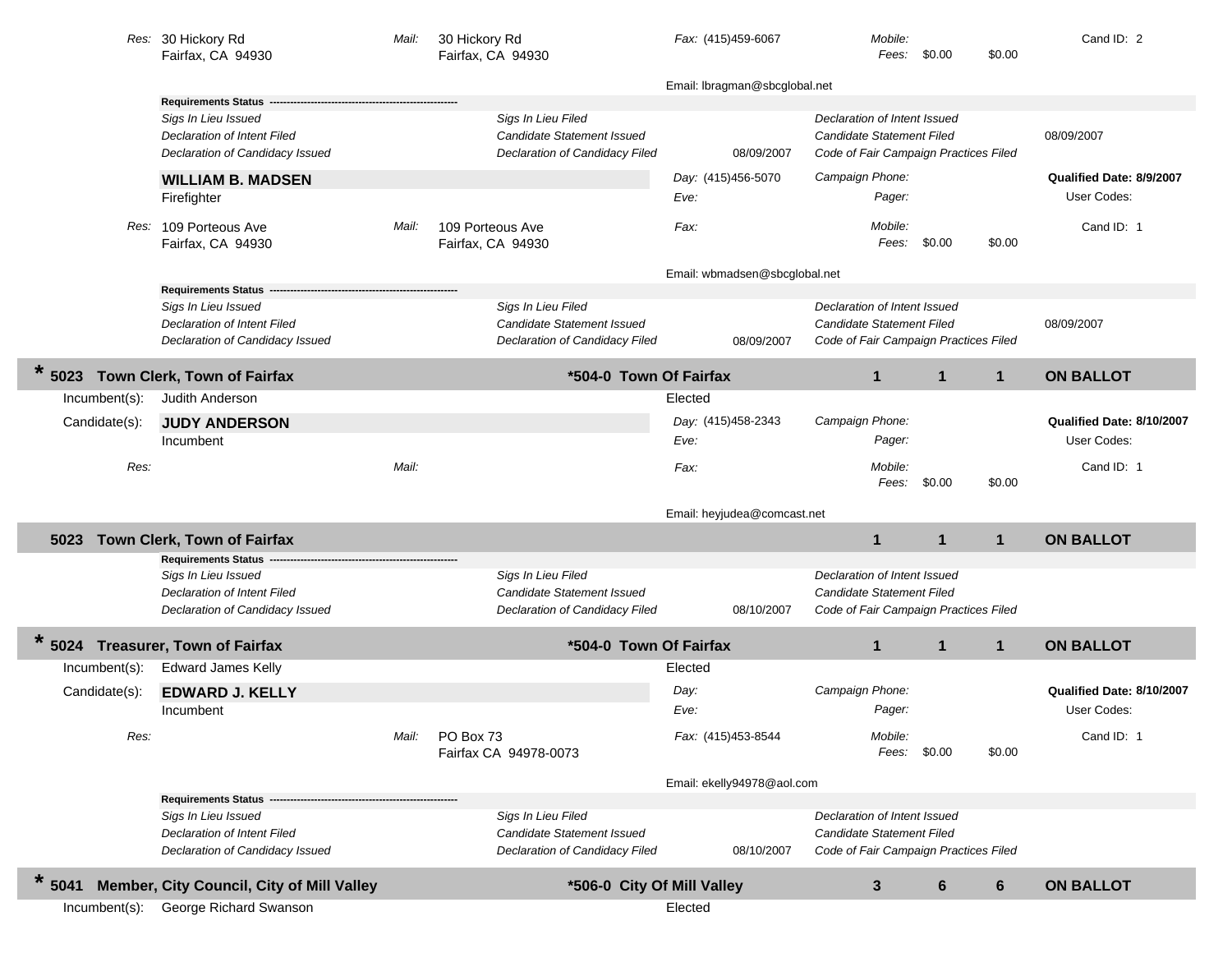Res: 30 Hickory Rd
Fairfax, CA 94930

Mail: 30 Hickory Rd
Fairfax, CA 94930

Fax: (415)459-6067

Mobile:
Fees: $0.00 $0.00

Cand ID: 2

Email: lbragman@sbcglobal.net

**Requirements Status** ----------------------------------------

| | | | |
|---|---|---|---|
| *Sigs In Lieu Issued* | *Sigs In Lieu Filed* | *Declaration of Intent Issued* | |
| *Declaration of Intent Filed* | *Candidate Statement Issued* | *Candidate Statement Filed* | 08/09/2007 |
| *Declaration of Candidacy Issued* | *Declaration of Candidacy Filed* 08/09/2007 | *Code of Fair Campaign Practices Filed* | |

**WILLIAM B. MADSEN**
Firefighter

Day: (415)456-5070
Eve:

Campaign Phone:
Pager:

**Qualified Date: 8/9/2007**
User Codes:

Res: 109 Porteous Ave
Fairfax, CA 94930

Mail: 109 Porteous Ave
Fairfax, CA 94930

Fax:

Mobile:
Fees: $0.00 $0.00

Cand ID: 1

Email: wbmadsen@sbcglobal.net

**Requirements Status** ----------------------------------------

| | | | |
|---|---|---|---|
| *Sigs In Lieu Issued* | *Sigs In Lieu Filed* | *Declaration of Intent Issued* | |
| *Declaration of Intent Filed* | *Candidate Statement Issued* | *Candidate Statement Filed* | 08/09/2007 |
| *Declaration of Candidacy Issued* | *Declaration of Candidacy Filed* 08/09/2007 | *Code of Fair Campaign Practices Filed* | |

## * 5023 Town Clerk, Town of Fairfax — *504-0 Town Of Fairfax — 1 1 1 — ON BALLOT

Incumbent(s): Judith Anderson — Elected

Candidate(s): **JUDY ANDERSON**
Incumbent

Day: (415)458-2343
Eve:

Campaign Phone:
Pager:

**Qualified Date: 8/10/2007**
User Codes:

Res:

Mail:

Fax:

Mobile:
Fees: $0.00 $0.00

Cand ID: 1

Email: heyjudea@comcast.net

## 5023 Town Clerk, Town of Fairfax — 1 1 1 — ON BALLOT

**Requirements Status** ----------------------------------------

| | | |
|---|---|---|
| *Sigs In Lieu Issued* | *Sigs In Lieu Filed* | *Declaration of Intent Issued* |
| *Declaration of Intent Filed* | *Candidate Statement Issued* | *Candidate Statement Filed* |
| *Declaration of Candidacy Issued* | *Declaration of Candidacy Filed* 08/10/2007 | *Code of Fair Campaign Practices Filed* |

## * 5024 Treasurer, Town of Fairfax — *504-0 Town Of Fairfax — 1 1 1 — ON BALLOT

Incumbent(s): Edward James Kelly — Elected

Candidate(s): **EDWARD J. KELLY**
Incumbent

Day:
Eve:

Campaign Phone:
Pager:

**Qualified Date: 8/10/2007**
User Codes:

Res:

Mail: PO Box 73
Fairfax CA 94978-0073

Fax: (415)453-8544

Mobile:
Fees: $0.00 $0.00

Cand ID: 1

Email: ekelly94978@aol.com

**Requirements Status** ----------------------------------------

| | | |
|---|---|---|
| *Sigs In Lieu Issued* | *Sigs In Lieu Filed* | *Declaration of Intent Issued* |
| *Declaration of Intent Filed* | *Candidate Statement Issued* | *Candidate Statement Filed* |
| *Declaration of Candidacy Issued* | *Declaration of Candidacy Filed* 08/10/2007 | *Code of Fair Campaign Practices Filed* |

## * 5041 Member, City Council, City of Mill Valley — *506-0 City Of Mill Valley — 3 6 6 — ON BALLOT

Incumbent(s): George Richard Swanson — Elected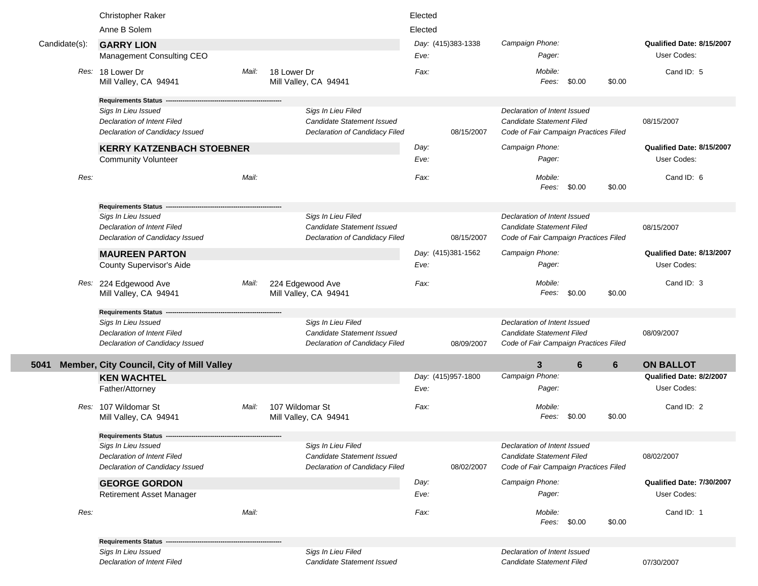Christopher Raker — Elected

Anne B Solem — Elected

Candidate(s):

**GARRY LION**
Management Consulting CEO

| | | | |
|---|---|---|---|
| *Day:* (415)383-1338 | *Campaign Phone:* | | **Qualified Date: 8/15/2007** |
| *Eve:* | *Pager:* | | User Codes: |
| *Fax:* | *Mobile:* | | Cand ID: 5 |
| | *Fees:* $0.00 | $0.00 | |

*Res:* 18 Lower Dr, Mill Valley, CA 94941
*Mail:* 18 Lower Dr, Mill Valley, CA 94941

**Requirements Status**

| | | | | |
|---|---|---|---|---|
| *Sigs In Lieu Issued* | *Sigs In Lieu Filed* | | *Declaration of Intent Issued* | |
| *Declaration of Intent Filed* | *Candidate Statement Issued* | | *Candidate Statement Filed* | 08/15/2007 |
| *Declaration of Candidacy Issued* | *Declaration of Candidacy Filed* | 08/15/2007 | *Code of Fair Campaign Practices Filed* | |

**KERRY KATZENBACH STOEBNER**
Community Volunteer

| | | | |
|---|---|---|---|
| *Day:* | *Campaign Phone:* | | **Qualified Date: 8/15/2007** |
| *Eve:* | *Pager:* | | User Codes: |
| *Fax:* | *Mobile:* | | Cand ID: 6 |
| | *Fees:* $0.00 | $0.00 | |

*Res:*
*Mail:*

**Requirements Status**

| | | | | |
|---|---|---|---|---|
| *Sigs In Lieu Issued* | *Sigs In Lieu Filed* | | *Declaration of Intent Issued* | |
| *Declaration of Intent Filed* | *Candidate Statement Issued* | | *Candidate Statement Filed* | 08/15/2007 |
| *Declaration of Candidacy Issued* | *Declaration of Candidacy Filed* | 08/15/2007 | *Code of Fair Campaign Practices Filed* | |

**MAUREEN PARTON**
County Supervisor's Aide

| | | | |
|---|---|---|---|
| *Day:* (415)381-1562 | *Campaign Phone:* | | **Qualified Date: 8/13/2007** |
| *Eve:* | *Pager:* | | User Codes: |
| *Fax:* | *Mobile:* | | Cand ID: 3 |
| | *Fees:* $0.00 | $0.00 | |

*Res:* 224 Edgewood Ave, Mill Valley, CA 94941
*Mail:* 224 Edgewood Ave, Mill Valley, CA 94941

**Requirements Status**

| | | | | |
|---|---|---|---|---|
| *Sigs In Lieu Issued* | *Sigs In Lieu Filed* | | *Declaration of Intent Issued* | |
| *Declaration of Intent Filed* | *Candidate Statement Issued* | | *Candidate Statement Filed* | 08/09/2007 |
| *Declaration of Candidacy Issued* | *Declaration of Candidacy Filed* | 08/09/2007 | *Code of Fair Campaign Practices Filed* | |

## 5041 Member, City Council, City of Mill Valley — 3 | 6 | 6 — ON BALLOT

**KEN WACHTEL**
Father/Attorney

| | | | |
|---|---|---|---|
| *Day:* (415)957-1800 | *Campaign Phone:* | | **Qualified Date: 8/2/2007** |
| *Eve:* | *Pager:* | | User Codes: |
| *Fax:* | *Mobile:* | | Cand ID: 2 |
| | *Fees:* $0.00 | $0.00 | |

*Res:* 107 Wildomar St, Mill Valley, CA 94941
*Mail:* 107 Wildomar St, Mill Valley, CA 94941

**Requirements Status**

| | | | | |
|---|---|---|---|---|
| *Sigs In Lieu Issued* | *Sigs In Lieu Filed* | | *Declaration of Intent Issued* | |
| *Declaration of Intent Filed* | *Candidate Statement Issued* | | *Candidate Statement Filed* | 08/02/2007 |
| *Declaration of Candidacy Issued* | *Declaration of Candidacy Filed* | 08/02/2007 | *Code of Fair Campaign Practices Filed* | |

**GEORGE GORDON**
Retirement Asset Manager

| | | | |
|---|---|---|---|
| *Day:* | *Campaign Phone:* | | **Qualified Date: 7/30/2007** |
| *Eve:* | *Pager:* | | User Codes: |
| *Fax:* | *Mobile:* | | Cand ID: 1 |
| | *Fees:* $0.00 | $0.00 | |

*Res:*
*Mail:*

**Requirements Status**

| | | | | |
|---|---|---|---|---|
| *Sigs In Lieu Issued* | *Sigs In Lieu Filed* | | *Declaration of Intent Issued* | |
| *Declaration of Intent Filed* | *Candidate Statement Issued* | | *Candidate Statement Filed* | 07/30/2007 |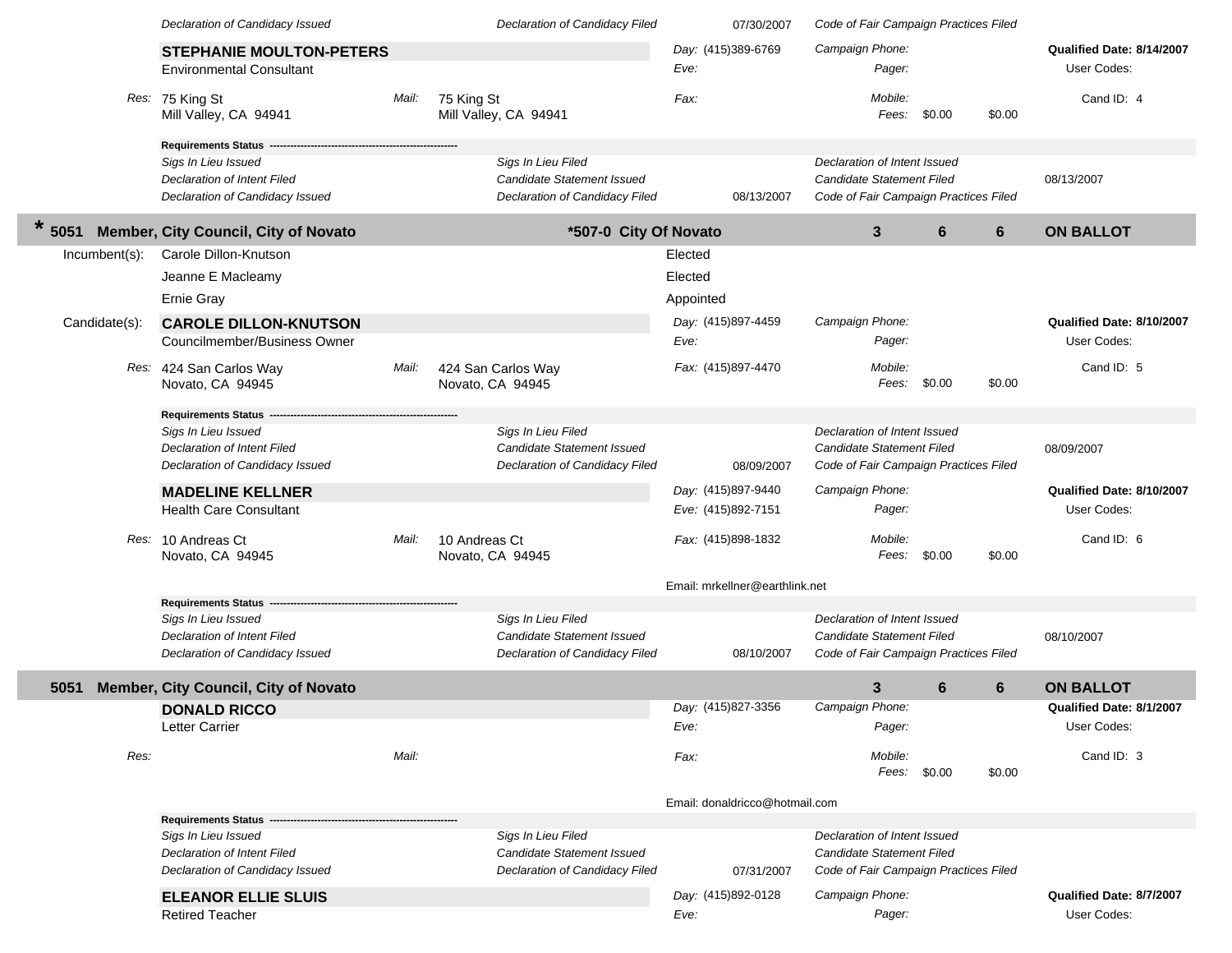| | | | |
|---|---|---|---|
| *Declaration of Candidacy Issued* | *Declaration of Candidacy Filed* 07/30/2007 | *Code of Fair Campaign Practices Filed* | |

**STEPHANIE MOULTON-PETERS**
Environmental Consultant

*Day:* (415)389-6769 *Eve:* *Fax:*
*Campaign Phone:* *Pager:* *Mobile:* *Fees:* $0.00 $0.00
**Qualified Date: 8/14/2007** User Codes: Cand ID: 4

*Res:* 75 King St, Mill Valley, CA 94941
*Mail:* 75 King St, Mill Valley, CA 94941

**Requirements Status**

| | | | |
|---|---|---|---|
| *Sigs In Lieu Issued* | *Sigs In Lieu Filed* | *Declaration of Intent Issued* | |
| *Declaration of Intent Filed* | *Candidate Statement Issued* | *Candidate Statement Filed* | 08/13/2007 |
| *Declaration of Candidacy Issued* | *Declaration of Candidacy Filed* 08/13/2007 | *Code of Fair Campaign Practices Filed* | |

## * 5051 Member, City Council, City of Novato — *507-0 City Of Novato — 3 6 6 ON BALLOT

Incumbent(s):
- Carole Dillon-Knutson — Elected
- Jeanne E Macleamy — Elected
- Ernie Gray — Appointed

Candidate(s):

**CAROLE DILLON-KNUTSON**
Councilmember/Business Owner

*Day:* (415)897-4459 *Eve:* *Fax:* (415)897-4470
*Campaign Phone:* *Pager:* *Mobile:* *Fees:* $0.00 $0.00
**Qualified Date: 8/10/2007** User Codes: Cand ID: 5

*Res:* 424 San Carlos Way, Novato, CA 94945
*Mail:* 424 San Carlos Way, Novato, CA 94945

**Requirements Status**

| | | | |
|---|---|---|---|
| *Sigs In Lieu Issued* | *Sigs In Lieu Filed* | *Declaration of Intent Issued* | |
| *Declaration of Intent Filed* | *Candidate Statement Issued* | *Candidate Statement Filed* | 08/09/2007 |
| *Declaration of Candidacy Issued* | *Declaration of Candidacy Filed* 08/09/2007 | *Code of Fair Campaign Practices Filed* | |

**MADELINE KELLNER**
Health Care Consultant

*Day:* (415)897-9440 *Eve:* (415)892-7151 *Fax:* (415)898-1832
*Campaign Phone:* *Pager:* *Mobile:* *Fees:* $0.00 $0.00
**Qualified Date: 8/10/2007** User Codes: Cand ID: 6

*Res:* 10 Andreas Ct, Novato, CA 94945
*Mail:* 10 Andreas Ct, Novato, CA 94945

Email: mrkellner@earthlink.net

**Requirements Status**

| | | | |
|---|---|---|---|
| *Sigs In Lieu Issued* | *Sigs In Lieu Filed* | *Declaration of Intent Issued* | |
| *Declaration of Intent Filed* | *Candidate Statement Issued* | *Candidate Statement Filed* | 08/10/2007 |
| *Declaration of Candidacy Issued* | *Declaration of Candidacy Filed* 08/10/2007 | *Code of Fair Campaign Practices Filed* | |

## 5051 Member, City Council, City of Novato — 3 6 6 ON BALLOT

**DONALD RICCO**
Letter Carrier

*Day:* (415)827-3356 *Eve:* *Fax:*
*Campaign Phone:* *Pager:* *Mobile:* *Fees:* $0.00 $0.00
**Qualified Date: 8/1/2007** User Codes: Cand ID: 3

*Res:*
*Mail:*

Email: donaldricco@hotmail.com

**Requirements Status**

| | | | |
|---|---|---|---|
| *Sigs In Lieu Issued* | *Sigs In Lieu Filed* | *Declaration of Intent Issued* | |
| *Declaration of Intent Filed* | *Candidate Statement Issued* | *Candidate Statement Filed* | |
| *Declaration of Candidacy Issued* | *Declaration of Candidacy Filed* 07/31/2007 | *Code of Fair Campaign Practices Filed* | |

**ELEANOR ELLIE SLUIS**
Retired Teacher

*Day:* (415)892-0128 *Eve:*
*Campaign Phone:* *Pager:*
**Qualified Date: 8/7/2007** User Codes: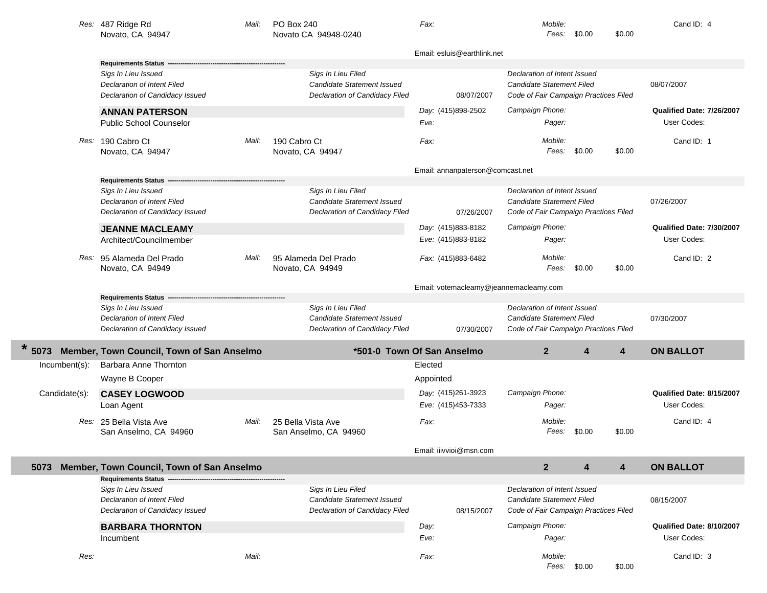*Res:* 487 Ridge Rd
Novato, CA 94947

*Mail:* PO Box 240
Novato CA 94948-0240

*Fax:*

*Mobile:*
*Fees:* $0.00 $0.00

Cand ID: 4

Email: esluis@earthlink.net

**Requirements Status** ----------------------------------------------------------

| | | | |
|---|---|---|---|
| *Sigs In Lieu Issued* | *Sigs In Lieu Filed* | *Declaration of Intent Issued* | |
| *Declaration of Intent Filed* | *Candidate Statement Issued* | *Candidate Statement Filed* | 08/07/2007 |
| *Declaration of Candidacy Issued* | *Declaration of Candidacy Filed* 08/07/2007 | *Code of Fair Campaign Practices Filed* | |

**ANNAN PATERSON**
Public School Counselor

*Day:* (415)898-2502
*Eve:*

*Campaign Phone:*
*Pager:*

**Qualified Date: 7/26/2007**
User Codes:

*Res:* 190 Cabro Ct
Novato, CA 94947

*Mail:* 190 Cabro Ct
Novato, CA 94947

*Fax:*

*Mobile:*
*Fees:* $0.00 $0.00

Cand ID: 1

Email: annanpaterson@comcast.net

**Requirements Status** ----------------------------------------------------------

| | | | |
|---|---|---|---|
| *Sigs In Lieu Issued* | *Sigs In Lieu Filed* | *Declaration of Intent Issued* | |
| *Declaration of Intent Filed* | *Candidate Statement Issued* | *Candidate Statement Filed* | 07/26/2007 |
| *Declaration of Candidacy Issued* | *Declaration of Candidacy Filed* 07/26/2007 | *Code of Fair Campaign Practices Filed* | |

**JEANNE MACLEAMY**
Architect/Councilmember

*Day:* (415)883-8182
*Eve:* (415)883-8182

*Campaign Phone:*
*Pager:*

**Qualified Date: 7/30/2007**
User Codes:

*Res:* 95 Alameda Del Prado
Novato, CA 94949

*Mail:* 95 Alameda Del Prado
Novato, CA 94949

*Fax:* (415)883-6482

*Mobile:*
*Fees:* $0.00 $0.00

Cand ID: 2

Email: votemacleamy@jeannemacleamy.com

**Requirements Status** ----------------------------------------------------------

| | | | |
|---|---|---|---|
| *Sigs In Lieu Issued* | *Sigs In Lieu Filed* | *Declaration of Intent Issued* | |
| *Declaration of Intent Filed* | *Candidate Statement Issued* | *Candidate Statement Filed* | 07/30/2007 |
| *Declaration of Candidacy Issued* | *Declaration of Candidacy Filed* 07/30/2007 | *Code of Fair Campaign Practices Filed* | |

## * 5073 Member, Town Council, Town of San Anselmo — *501-0 Town Of San Anselmo — 2 — 4 — 4 — ON BALLOT

Incumbent(s): Barbara Anne Thornton — Elected
Wayne B Cooper — Appointed

Candidate(s):

**CASEY LOGWOOD**
Loan Agent

*Day:* (415)261-3923
*Eve:* (415)453-7333

*Campaign Phone:*
*Pager:*

**Qualified Date: 8/15/2007**
User Codes:

*Res:* 25 Bella Vista Ave
San Anselmo, CA 94960

*Mail:* 25 Bella Vista Ave
San Anselmo, CA 94960

*Fax:*

*Mobile:*
*Fees:* $0.00 $0.00

Cand ID: 4

Email: iiivvioi@msn.com

## 5073 Member, Town Council, Town of San Anselmo — 2 — 4 — 4 — ON BALLOT

**Requirements Status** ----------------------------------------------------------

| | | | |
|---|---|---|---|
| *Sigs In Lieu Issued* | *Sigs In Lieu Filed* | *Declaration of Intent Issued* | |
| *Declaration of Intent Filed* | *Candidate Statement Issued* | *Candidate Statement Filed* | 08/15/2007 |
| *Declaration of Candidacy Issued* | *Declaration of Candidacy Filed* 08/15/2007 | *Code of Fair Campaign Practices Filed* | |

**BARBARA THORNTON**
Incumbent

*Day:*
*Eve:*

*Campaign Phone:*
*Pager:*

**Qualified Date: 8/10/2007**
User Codes:

*Res:*

*Mail:*

*Fax:*

*Mobile:*
*Fees:* $0.00 $0.00

Cand ID: 3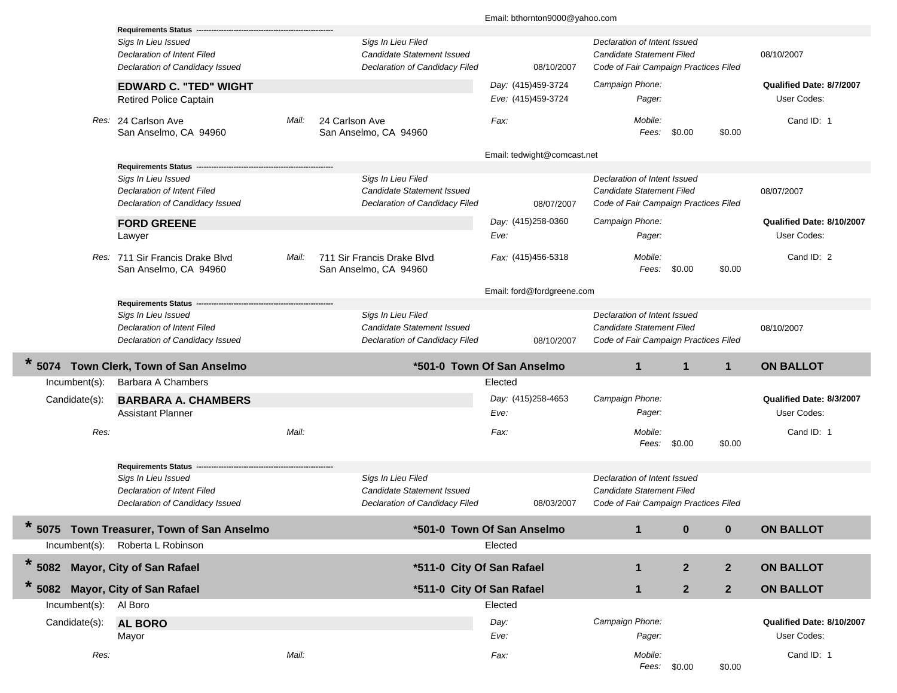Email: bthornton9000@yahoo.com

**Requirements Status**

| | | | | |
|---|---|---|---|---|
| *Sigs In Lieu Issued* | *Sigs In Lieu Filed* | | *Declaration of Intent Issued* | |
| *Declaration of Intent Filed* | *Candidate Statement Issued* | | *Candidate Statement Filed* | 08/10/2007 |
| *Declaration of Candidacy Issued* | *Declaration of Candidacy Filed* | 08/10/2007 | *Code of Fair Campaign Practices Filed* | |

**EDWARD C. "TED" WIGHT**
Retired Police Captain

Day: (415)459-3724
Eve: (415)459-3724
Campaign Phone:
Pager:
**Qualified Date: 8/7/2007**
User Codes:

Res: 24 Carlson Ave, San Anselmo, CA 94960
Mail: 24 Carlson Ave, San Anselmo, CA 94960
Fax:
Mobile:
Fees: $0.00 $0.00
Cand ID: 1

Email: tedwight@comcast.net

**Requirements Status**

| | | | | |
|---|---|---|---|---|
| *Sigs In Lieu Issued* | *Sigs In Lieu Filed* | | *Declaration of Intent Issued* | |
| *Declaration of Intent Filed* | *Candidate Statement Issued* | | *Candidate Statement Filed* | 08/07/2007 |
| *Declaration of Candidacy Issued* | *Declaration of Candidacy Filed* | 08/07/2007 | *Code of Fair Campaign Practices Filed* | |

**FORD GREENE**
Lawyer

Day: (415)258-0360
Eve:
Campaign Phone:
Pager:
**Qualified Date: 8/10/2007**
User Codes:

Res: 711 Sir Francis Drake Blvd, San Anselmo, CA 94960
Mail: 711 Sir Francis Drake Blvd, San Anselmo, CA 94960
Fax: (415)456-5318
Mobile:
Fees: $0.00 $0.00
Cand ID: 2

Email: ford@fordgreene.com

**Requirements Status**

| | | | | |
|---|---|---|---|---|
| *Sigs In Lieu Issued* | *Sigs In Lieu Filed* | | *Declaration of Intent Issued* | |
| *Declaration of Intent Filed* | *Candidate Statement Issued* | | *Candidate Statement Filed* | 08/10/2007 |
| *Declaration of Candidacy Issued* | *Declaration of Candidacy Filed* | 08/10/2007 | *Code of Fair Campaign Practices Filed* | |

## * 5074 Town Clerk, Town of San Anselmo — *501-0 Town Of San Anselmo — 1 1 1 — ON BALLOT

Incumbent(s): Barbara A Chambers — Elected

Candidate(s): **BARBARA A. CHAMBERS**
Assistant Planner

Day: (415)258-4653
Eve:
Campaign Phone:
Pager:
**Qualified Date: 8/3/2007**
User Codes:

Res:
Mail:
Fax:
Mobile:
Fees: $0.00 $0.00
Cand ID: 1

**Requirements Status**

| | | | |
|---|---|---|---|
| *Sigs In Lieu Issued* | *Sigs In Lieu Filed* | | *Declaration of Intent Issued* |
| *Declaration of Intent Filed* | *Candidate Statement Issued* | | *Candidate Statement Filed* |
| *Declaration of Candidacy Issued* | *Declaration of Candidacy Filed* | 08/03/2007 | *Code of Fair Campaign Practices Filed* |

## * 5075 Town Treasurer, Town of San Anselmo — *501-0 Town Of San Anselmo — 1 0 0 — ON BALLOT

Incumbent(s): Roberta L Robinson — Elected

## * 5082 Mayor, City of San Rafael — *511-0 City Of San Rafael — 1 2 2 — ON BALLOT

## * 5082 Mayor, City of San Rafael — *511-0 City Of San Rafael — 1 2 2 — ON BALLOT

Incumbent(s): Al Boro — Elected

Candidate(s): **AL BORO**
Mayor

Day:
Eve:
Campaign Phone:
Pager:
**Qualified Date: 8/10/2007**
User Codes:

Res:
Mail:
Fax:
Mobile:
Fees: $0.00 $0.00
Cand ID: 1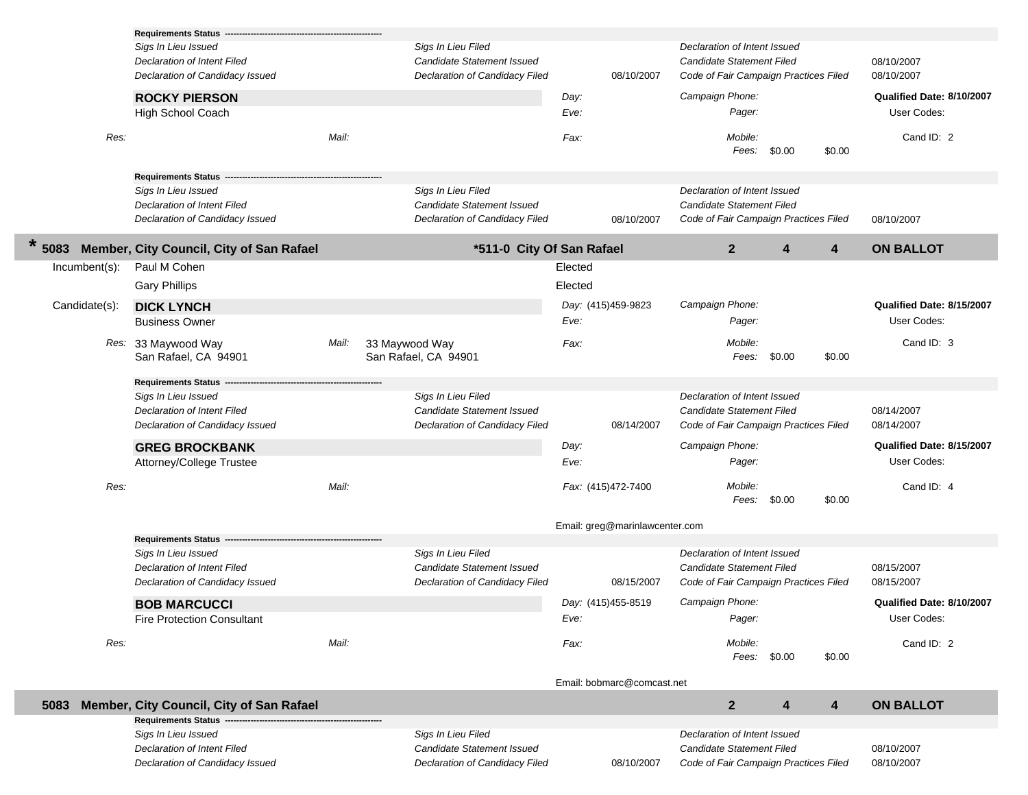**Requirements Status** ---------------------------------------------------------

| | | | |
|---|---|---|---|
| *Sigs In Lieu Issued* | *Sigs In Lieu Filed* | *Declaration of Intent Issued* | |
| *Declaration of Intent Filed* | *Candidate Statement Issued* | *Candidate Statement Filed* | 08/10/2007 |
| *Declaration of Candidacy Issued* | *Declaration of Candidacy Filed* 08/10/2007 | *Code of Fair Campaign Practices Filed* | 08/10/2007 |

**ROCKY PIERSON**
High School Coach

*Day:*
*Eve:*
*Fax:*

*Campaign Phone:*
*Pager:*
*Mobile:*
*Fees:* $0.00 $0.00

**Qualified Date: 8/10/2007**
User Codes:
Cand ID: 2

*Res:*
*Mail:*

**Requirements Status** ---------------------------------------------------------

| | | | |
|---|---|---|---|
| *Sigs In Lieu Issued* | *Sigs In Lieu Filed* | *Declaration of Intent Issued* | |
| *Declaration of Intent Filed* | *Candidate Statement Issued* | *Candidate Statement Filed* | |
| *Declaration of Candidacy Issued* | *Declaration of Candidacy Filed* 08/10/2007 | *Code of Fair Campaign Practices Filed* | 08/10/2007 |

## * 5083 Member, City Council, City of San Rafael — *511-0 City Of San Rafael — 2 4 4 — ON BALLOT

Incumbent(s):
- Paul M Cohen — Elected
- Gary Phillips — Elected

Candidate(s):

**DICK LYNCH**
Business Owner

*Day:* (415)459-9823
*Eve:*
*Fax:*

*Campaign Phone:*
*Pager:*
*Mobile:*
*Fees:* $0.00 $0.00

**Qualified Date: 8/15/2007**
User Codes:
Cand ID: 3

*Res:* 33 Maywood Way, San Rafael, CA 94901
*Mail:* 33 Maywood Way, San Rafael, CA 94901

**Requirements Status** ---------------------------------------------------------

| | | | |
|---|---|---|---|
| *Sigs In Lieu Issued* | *Sigs In Lieu Filed* | *Declaration of Intent Issued* | |
| *Declaration of Intent Filed* | *Candidate Statement Issued* | *Candidate Statement Filed* | 08/14/2007 |
| *Declaration of Candidacy Issued* | *Declaration of Candidacy Filed* 08/14/2007 | *Code of Fair Campaign Practices Filed* | 08/14/2007 |

**GREG BROCKBANK**
Attorney/College Trustee

*Day:*
*Eve:*
*Fax:* (415)472-7400

*Campaign Phone:*
*Pager:*
*Mobile:*
*Fees:* $0.00 $0.00

**Qualified Date: 8/15/2007**
User Codes:
Cand ID: 4

*Res:*
*Mail:*

Email: greg@marinlawcenter.com

**Requirements Status** ---------------------------------------------------------

| | | | |
|---|---|---|---|
| *Sigs In Lieu Issued* | *Sigs In Lieu Filed* | *Declaration of Intent Issued* | |
| *Declaration of Intent Filed* | *Candidate Statement Issued* | *Candidate Statement Filed* | 08/15/2007 |
| *Declaration of Candidacy Issued* | *Declaration of Candidacy Filed* 08/15/2007 | *Code of Fair Campaign Practices Filed* | 08/15/2007 |

**BOB MARCUCCI**
Fire Protection Consultant

*Day:* (415)455-8519
*Eve:*
*Fax:*

*Campaign Phone:*
*Pager:*
*Mobile:*
*Fees:* $0.00 $0.00

**Qualified Date: 8/10/2007**
User Codes:
Cand ID: 2

*Res:*
*Mail:*

Email: bobmarc@comcast.net

## 5083 Member, City Council, City of San Rafael — 2 4 4 — ON BALLOT

**Requirements Status** ---------------------------------------------------------

| | | | |
|---|---|---|---|
| *Sigs In Lieu Issued* | *Sigs In Lieu Filed* | *Declaration of Intent Issued* | |
| *Declaration of Intent Filed* | *Candidate Statement Issued* | *Candidate Statement Filed* | 08/10/2007 |
| *Declaration of Candidacy Issued* | *Declaration of Candidacy Filed* 08/10/2007 | *Code of Fair Campaign Practices Filed* | 08/10/2007 |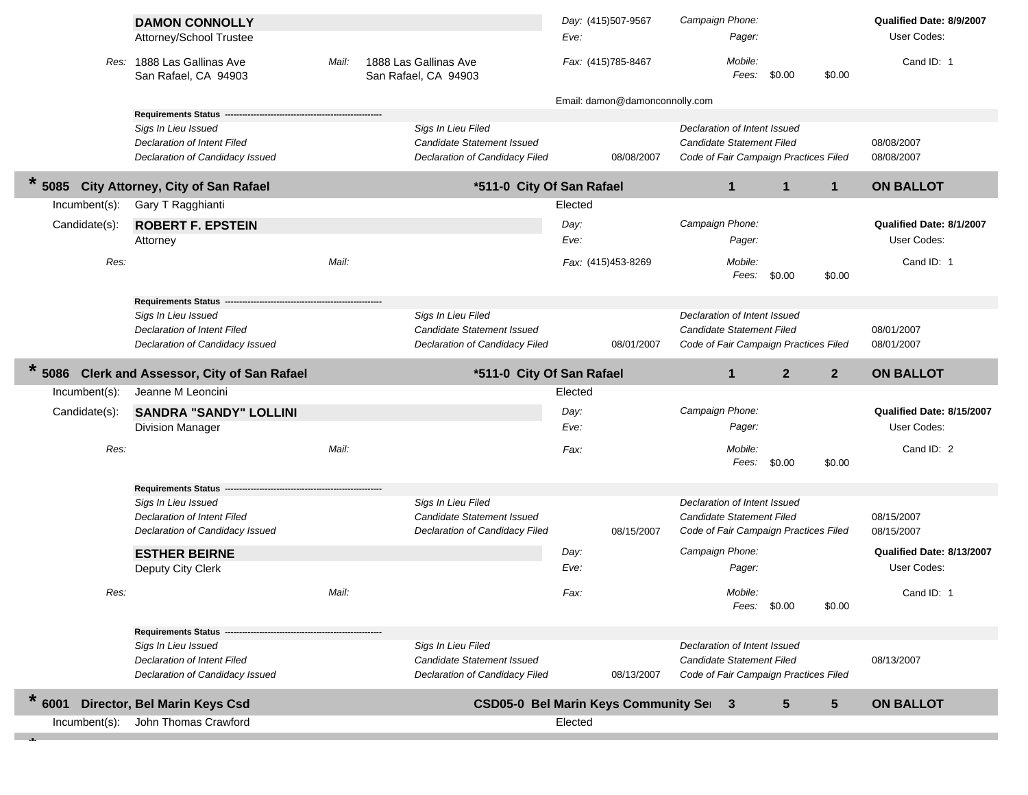**DAMON CONNOLLY**
Attorney/School Trustee

Day: (415)507-9567
Eve:
Campaign Phone:
Pager:
**Qualified Date: 8/9/2007**
User Codes:

*Res:* 1888 Las Gallinas Ave
San Rafael, CA 94903

*Mail:* 1888 Las Gallinas Ave
San Rafael, CA 94903

*Fax:* (415)785-8467
*Mobile:*
*Fees:* $0.00 $0.00
Cand ID: 1

Email: damon@damonconnolly.com

**Requirements Status** --------------------------------------------------------

| | | | | | |
|---|---|---|---|---|---|
| *Sigs In Lieu Issued* | | *Sigs In Lieu Filed* | | *Declaration of Intent Issued* | |
| *Declaration of Intent Filed* | | *Candidate Statement Issued* | | *Candidate Statement Filed* | 08/08/2007 |
| *Declaration of Candidacy Issued* | | *Declaration of Candidacy Filed* | 08/08/2007 | *Code of Fair Campaign Practices Filed* | 08/08/2007 |

## * 5085 City Attorney, City of San Rafael — *511-0 City Of San Rafael — 1 1 1 — ON BALLOT

Incumbent(s): Gary T Ragghianti — Elected

Candidate(s): **ROBERT F. EPSTEIN**
Attorney

Day:
Eve:
Campaign Phone:
Pager:
**Qualified Date: 8/1/2007**
User Codes:

*Res:*
*Mail:*
*Fax:* (415)453-8269
*Mobile:*
*Fees:* $0.00 $0.00
Cand ID: 1

**Requirements Status** --------------------------------------------------------

| | | | | | |
|---|---|---|---|---|---|
| *Sigs In Lieu Issued* | | *Sigs In Lieu Filed* | | *Declaration of Intent Issued* | |
| *Declaration of Intent Filed* | | *Candidate Statement Issued* | | *Candidate Statement Filed* | 08/01/2007 |
| *Declaration of Candidacy Issued* | | *Declaration of Candidacy Filed* | 08/01/2007 | *Code of Fair Campaign Practices Filed* | 08/01/2007 |

## * 5086 Clerk and Assessor, City of San Rafael — *511-0 City Of San Rafael — 1 2 2 — ON BALLOT

Incumbent(s): Jeanne M Leoncini — Elected

Candidate(s): **SANDRA "SANDY" LOLLINI**
Division Manager

Day:
Eve:
Campaign Phone:
Pager:
**Qualified Date: 8/15/2007**
User Codes:

*Res:*
*Mail:*
*Fax:*
*Mobile:*
*Fees:* $0.00 $0.00
Cand ID: 2

**Requirements Status** --------------------------------------------------------

| | | | | | |
|---|---|---|---|---|---|
| *Sigs In Lieu Issued* | | *Sigs In Lieu Filed* | | *Declaration of Intent Issued* | |
| *Declaration of Intent Filed* | | *Candidate Statement Issued* | | *Candidate Statement Filed* | 08/15/2007 |
| *Declaration of Candidacy Issued* | | *Declaration of Candidacy Filed* | 08/15/2007 | *Code of Fair Campaign Practices Filed* | 08/15/2007 |

**ESTHER BEIRNE**
Deputy City Clerk

Day:
Eve:
Campaign Phone:
Pager:
**Qualified Date: 8/13/2007**
User Codes:

*Res:*
*Mail:*
*Fax:*
*Mobile:*
*Fees:* $0.00 $0.00
Cand ID: 1

**Requirements Status** --------------------------------------------------------

| | | | | | |
|---|---|---|---|---|---|
| *Sigs In Lieu Issued* | | *Sigs In Lieu Filed* | | *Declaration of Intent Issued* | |
| *Declaration of Intent Filed* | | *Candidate Statement Issued* | | *Candidate Statement Filed* | 08/13/2007 |
| *Declaration of Candidacy Issued* | | *Declaration of Candidacy Filed* | 08/13/2007 | *Code of Fair Campaign Practices Filed* | |

## * 6001 Director, Bel Marin Keys Csd — CSD05-0 Bel Marin Keys Community Ser — 3 5 5 — ON BALLOT

Incumbent(s): John Thomas Crawford — Elected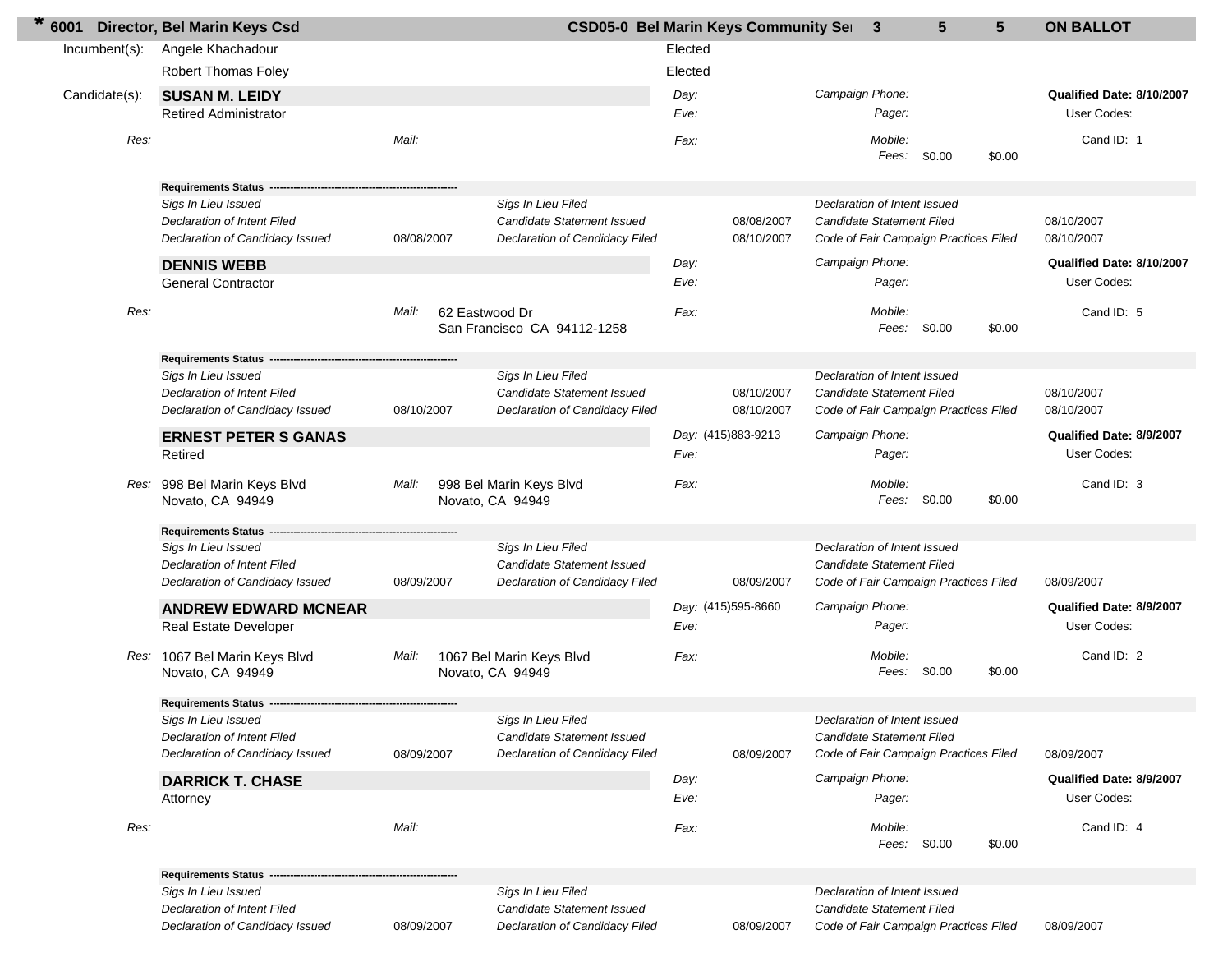**\* 6001 Director, Bel Marin Keys Csd** | **CSD05-0 Bel Marin Keys Community Ser** | **3** | **5** | **5** | **ON BALLOT**

Incumbent(s): Angele Khachadour — Elected
Robert Thomas Foley — Elected

Candidate(s):

**SUSAN M. LEIDY**
Retired Administrator

| | | | |
|---|---|---|---|
| Day: | Campaign Phone: | | **Qualified Date: 8/10/2007** |
| Eve: | Pager: | | User Codes: |
| Res: | Mail: | Fax: | Mobile: | Cand ID: 1 |
| | | | Fees: $0.00 $0.00 |

**Requirements Status**

| | | | | | |
|---|---|---|---|---|---|
| Sigs In Lieu Issued | | Sigs In Lieu Filed | | Declaration of Intent Issued | |
| Declaration of Intent Filed | | Candidate Statement Issued | 08/08/2007 | Candidate Statement Filed | 08/10/2007 |
| Declaration of Candidacy Issued | 08/08/2007 | Declaration of Candidacy Filed | 08/10/2007 | Code of Fair Campaign Practices Filed | 08/10/2007 |

**DENNIS WEBB**
General Contractor

| | | | |
|---|---|---|---|
| Day: | Campaign Phone: | | **Qualified Date: 8/10/2007** |
| Eve: | Pager: | | User Codes: |
| Res: | Mail: 62 Eastwood Dr, San Francisco CA 94112-1258 | Fax: | Mobile: | Cand ID: 5 |
| | | | Fees: $0.00 $0.00 |

**Requirements Status**

| | | | | | |
|---|---|---|---|---|---|
| Sigs In Lieu Issued | | Sigs In Lieu Filed | | Declaration of Intent Issued | |
| Declaration of Intent Filed | | Candidate Statement Issued | 08/10/2007 | Candidate Statement Filed | 08/10/2007 |
| Declaration of Candidacy Issued | 08/10/2007 | Declaration of Candidacy Filed | 08/10/2007 | Code of Fair Campaign Practices Filed | 08/10/2007 |

**ERNEST PETER S GANAS**
Retired

| | | | |
|---|---|---|---|
| Day: (415)883-9213 | Campaign Phone: | | **Qualified Date: 8/9/2007** |
| Eve: | Pager: | | User Codes: |
| Res: 998 Bel Marin Keys Blvd, Novato, CA 94949 | Mail: 998 Bel Marin Keys Blvd, Novato, CA 94949 | Fax: | Mobile: | Cand ID: 3 |
| | | | Fees: $0.00 $0.00 |

**Requirements Status**

| | | | | | |
|---|---|---|---|---|---|
| Sigs In Lieu Issued | | Sigs In Lieu Filed | | Declaration of Intent Issued | |
| Declaration of Intent Filed | | Candidate Statement Issued | | Candidate Statement Filed | |
| Declaration of Candidacy Issued | 08/09/2007 | Declaration of Candidacy Filed | 08/09/2007 | Code of Fair Campaign Practices Filed | 08/09/2007 |

**ANDREW EDWARD MCNEAR**
Real Estate Developer

| | | | |
|---|---|---|---|
| Day: (415)595-8660 | Campaign Phone: | | **Qualified Date: 8/9/2007** |
| Eve: | Pager: | | User Codes: |
| Res: 1067 Bel Marin Keys Blvd, Novato, CA 94949 | Mail: 1067 Bel Marin Keys Blvd, Novato, CA 94949 | Fax: | Mobile: | Cand ID: 2 |
| | | | Fees: $0.00 $0.00 |

**Requirements Status**

| | | | | | |
|---|---|---|---|---|---|
| Sigs In Lieu Issued | | Sigs In Lieu Filed | | Declaration of Intent Issued | |
| Declaration of Intent Filed | | Candidate Statement Issued | | Candidate Statement Filed | |
| Declaration of Candidacy Issued | 08/09/2007 | Declaration of Candidacy Filed | 08/09/2007 | Code of Fair Campaign Practices Filed | 08/09/2007 |

**DARRICK T. CHASE**
Attorney

| | | | |
|---|---|---|---|
| Day: | Campaign Phone: | | **Qualified Date: 8/9/2007** |
| Eve: | Pager: | | User Codes: |
| Res: | Mail: | Fax: | Mobile: | Cand ID: 4 |
| | | | Fees: $0.00 $0.00 |

**Requirements Status**

| | | | | | |
|---|---|---|---|---|---|
| Sigs In Lieu Issued | | Sigs In Lieu Filed | | Declaration of Intent Issued | |
| Declaration of Intent Filed | | Candidate Statement Issued | | Candidate Statement Filed | |
| Declaration of Candidacy Issued | 08/09/2007 | Declaration of Candidacy Filed | 08/09/2007 | Code of Fair Campaign Practices Filed | 08/09/2007 |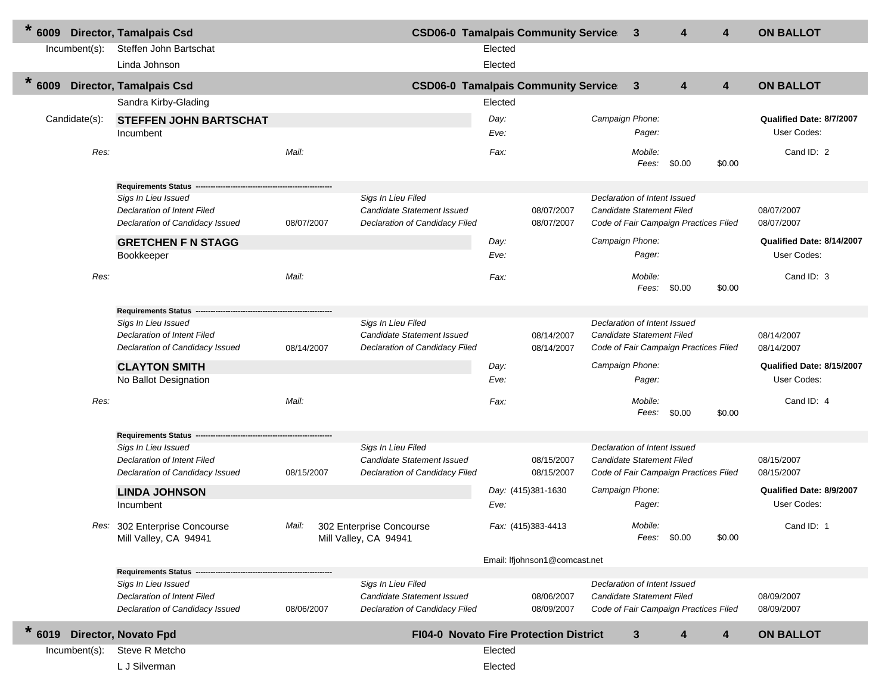## * 6009 Director, Tamalpais Csd — CSD06-0 Tamalpais Community Service — 3 — 4 — 4 — ON BALLOT

Incumbent(s): Steffen John Bartschat — Elected

Linda Johnson — Elected

## * 6009 Director, Tamalpais Csd — CSD06-0 Tamalpais Community Service — 3 — 4 — 4 — ON BALLOT

Sandra Kirby-Glading — Elected

Candidate(s):

**STEFFEN JOHN BARTSCHAT**
Incumbent

| | | | |
|---|---|---|---|
| Day: | Campaign Phone: | **Qualified Date: 8/7/2007** | |
| Eve: | Pager: | User Codes: | |
| Res: | Mail: | Fax: | Mobile: |
| | | Fees: $0.00 | $0.00 |
| | | Cand ID: 2 | |

**Requirements Status**

| | | | | | |
|---|---|---|---|---|---|
| *Sigs In Lieu Issued* | | *Sigs In Lieu Filed* | | *Declaration of Intent Issued* | |
| *Declaration of Intent Filed* | | *Candidate Statement Issued* | 08/07/2007 | *Candidate Statement Filed* | 08/07/2007 |
| *Declaration of Candidacy Issued* | 08/07/2007 | *Declaration of Candidacy Filed* | 08/07/2007 | *Code of Fair Campaign Practices Filed* | 08/07/2007 |

**GRETCHEN F N STAGG**
Bookkeeper

| | | | |
|---|---|---|---|
| Day: | Campaign Phone: | **Qualified Date: 8/14/2007** | |
| Eve: | Pager: | User Codes: | |
| Res: | Mail: | Fax: | Mobile: |
| | | Fees: $0.00 | $0.00 |
| | | Cand ID: 3 | |

**Requirements Status**

| | | | | | |
|---|---|---|---|---|---|
| *Sigs In Lieu Issued* | | *Sigs In Lieu Filed* | | *Declaration of Intent Issued* | |
| *Declaration of Intent Filed* | | *Candidate Statement Issued* | 08/14/2007 | *Candidate Statement Filed* | 08/14/2007 |
| *Declaration of Candidacy Issued* | 08/14/2007 | *Declaration of Candidacy Filed* | 08/14/2007 | *Code of Fair Campaign Practices Filed* | 08/14/2007 |

**CLAYTON SMITH**
No Ballot Designation

| | | | |
|---|---|---|---|
| Day: | Campaign Phone: | **Qualified Date: 8/15/2007** | |
| Eve: | Pager: | User Codes: | |
| Res: | Mail: | Fax: | Mobile: |
| | | Fees: $0.00 | $0.00 |
| | | Cand ID: 4 | |

**Requirements Status**

| | | | | | |
|---|---|---|---|---|---|
| *Sigs In Lieu Issued* | | *Sigs In Lieu Filed* | | *Declaration of Intent Issued* | |
| *Declaration of Intent Filed* | | *Candidate Statement Issued* | 08/15/2007 | *Candidate Statement Filed* | 08/15/2007 |
| *Declaration of Candidacy Issued* | 08/15/2007 | *Declaration of Candidacy Filed* | 08/15/2007 | *Code of Fair Campaign Practices Filed* | 08/15/2007 |

**LINDA JOHNSON**
Incumbent

| | | | |
|---|---|---|---|
| Day: (415)381-1630 | Campaign Phone: | **Qualified Date: 8/9/2007** | |
| Eve: | Pager: | User Codes: | |
| Res: 302 Enterprise Concourse, Mill Valley, CA 94941 | Mail: 302 Enterprise Concourse, Mill Valley, CA 94941 | Fax: (415)383-4413 | Mobile: |
| | | Fees: $0.00 | $0.00 |
| | | Cand ID: 1 | |

Email: lfjohnson1@comcast.net

**Requirements Status**

| | | | | | |
|---|---|---|---|---|---|
| *Sigs In Lieu Issued* | | *Sigs In Lieu Filed* | | *Declaration of Intent Issued* | |
| *Declaration of Intent Filed* | | *Candidate Statement Issued* | 08/06/2007 | *Candidate Statement Filed* | 08/09/2007 |
| *Declaration of Candidacy Issued* | 08/06/2007 | *Declaration of Candidacy Filed* | 08/09/2007 | *Code of Fair Campaign Practices Filed* | 08/09/2007 |

## * 6019 Director, Novato Fpd — FI04-0 Novato Fire Protection District — 3 — 4 — 4 — ON BALLOT

Incumbent(s): Steve R Metcho — Elected

L J Silverman — Elected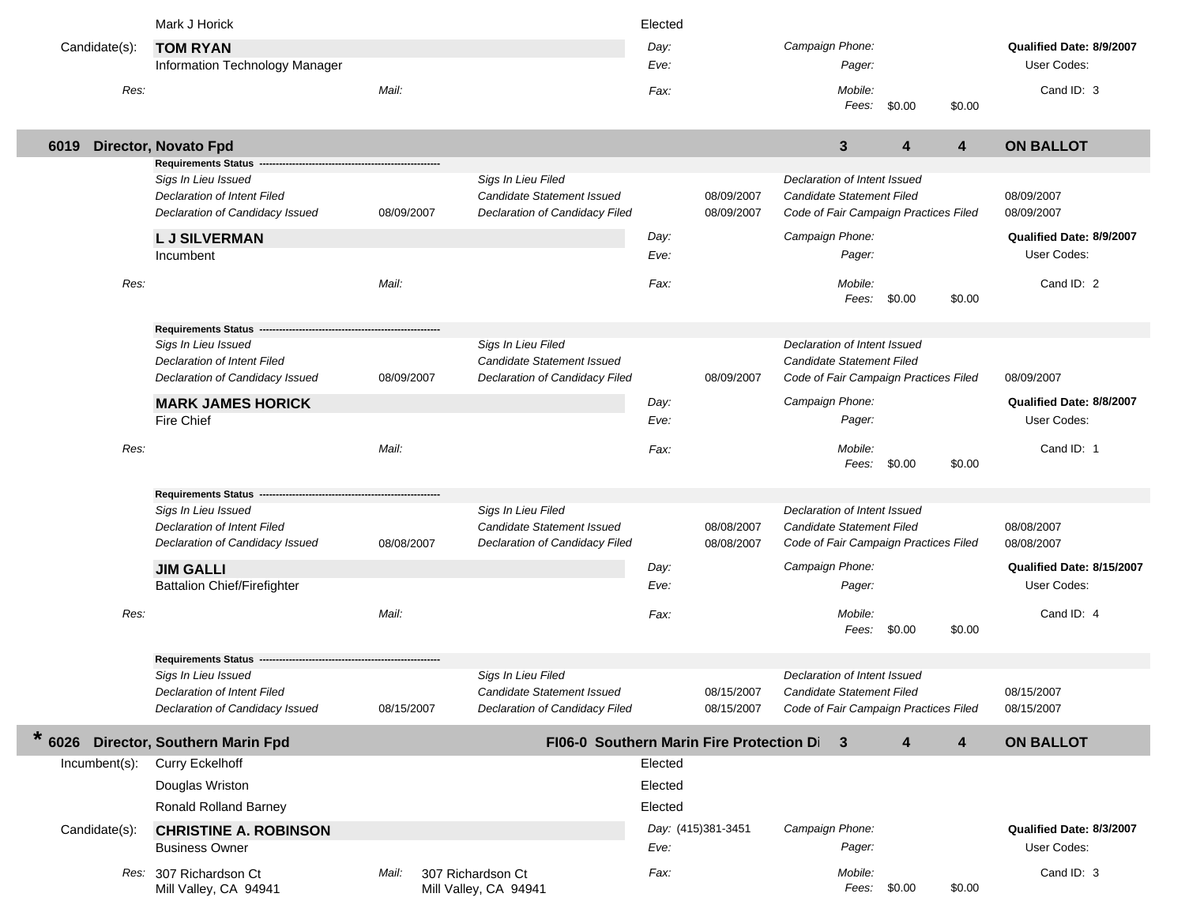Mark J Horick — Elected

Candidate(s): **TOM RYAN**
Information Technology Manager

| | | | | |
|---|---|---|---|---|
| Day: | | Campaign Phone: | | **Qualified Date: 8/9/2007** |
| Eve: | | Pager: | | User Codes: |
| Res: | Mail: | Fax: | Mobile: | Cand ID: 3 |
| | | | Fees: $0.00 $0.00 | |

## 6019 Director, Novato Fpd — 3 4 4 ON BALLOT

**Requirements Status**

| | | | | | |
|---|---|---|---|---|---|
| *Sigs In Lieu Issued* | | *Sigs In Lieu Filed* | | *Declaration of Intent Issued* | |
| *Declaration of Intent Filed* | | *Candidate Statement Issued* | 08/09/2007 | *Candidate Statement Filed* | 08/09/2007 |
| *Declaration of Candidacy Issued* | 08/09/2007 | *Declaration of Candidacy Filed* | 08/09/2007 | *Code of Fair Campaign Practices Filed* | 08/09/2007 |

**L J SILVERMAN**
Incumbent

| | | | | |
|---|---|---|---|---|
| Day: | | Campaign Phone: | | **Qualified Date: 8/9/2007** |
| Eve: | | Pager: | | User Codes: |
| Res: | Mail: | Fax: | Mobile: | Cand ID: 2 |
| | | | Fees: $0.00 $0.00 | |

**Requirements Status**

| | | | | | |
|---|---|---|---|---|---|
| *Sigs In Lieu Issued* | | *Sigs In Lieu Filed* | | *Declaration of Intent Issued* | |
| *Declaration of Intent Filed* | | *Candidate Statement Issued* | | *Candidate Statement Filed* | |
| *Declaration of Candidacy Issued* | 08/09/2007 | *Declaration of Candidacy Filed* | 08/09/2007 | *Code of Fair Campaign Practices Filed* | 08/09/2007 |

**MARK JAMES HORICK**
Fire Chief

| | | | | |
|---|---|---|---|---|
| Day: | | Campaign Phone: | | **Qualified Date: 8/8/2007** |
| Eve: | | Pager: | | User Codes: |
| Res: | Mail: | Fax: | Mobile: | Cand ID: 1 |
| | | | Fees: $0.00 $0.00 | |

**Requirements Status**

| | | | | | |
|---|---|---|---|---|---|
| *Sigs In Lieu Issued* | | *Sigs In Lieu Filed* | | *Declaration of Intent Issued* | |
| *Declaration of Intent Filed* | | *Candidate Statement Issued* | 08/08/2007 | *Candidate Statement Filed* | 08/08/2007 |
| *Declaration of Candidacy Issued* | 08/08/2007 | *Declaration of Candidacy Filed* | 08/08/2007 | *Code of Fair Campaign Practices Filed* | 08/08/2007 |

**JIM GALLI**
Battalion Chief/Firefighter

| | | | | |
|---|---|---|---|---|
| Day: | | Campaign Phone: | | **Qualified Date: 8/15/2007** |
| Eve: | | Pager: | | User Codes: |
| Res: | Mail: | Fax: | Mobile: | Cand ID: 4 |
| | | | Fees: $0.00 $0.00 | |

**Requirements Status**

| | | | | | |
|---|---|---|---|---|---|
| *Sigs In Lieu Issued* | | *Sigs In Lieu Filed* | | *Declaration of Intent Issued* | |
| *Declaration of Intent Filed* | | *Candidate Statement Issued* | 08/15/2007 | *Candidate Statement Filed* | 08/15/2007 |
| *Declaration of Candidacy Issued* | 08/15/2007 | *Declaration of Candidacy Filed* | 08/15/2007 | *Code of Fair Campaign Practices Filed* | 08/15/2007 |

## * 6026 Director, Southern Marin Fpd — FI06-0 Southern Marin Fire Protection Di — 3 4 4 ON BALLOT

Incumbent(s):

| | |
|---|---|
| Curry Eckelhoff | Elected |
| Douglas Wriston | Elected |
| Ronald Rolland Barney | Elected |

Candidate(s): **CHRISTINE A. ROBINSON**
Business Owner

| | | | | |
|---|---|---|---|---|
| Day: (415)381-3451 | | Campaign Phone: | | **Qualified Date: 8/3/2007** |
| Eve: | | Pager: | | User Codes: |
| Res: 307 Richardson Ct, Mill Valley, CA 94941 | Mail: 307 Richardson Ct, Mill Valley, CA 94941 | Fax: | Mobile: | Cand ID: 3 |
| | | | Fees: $0.00 $0.00 | |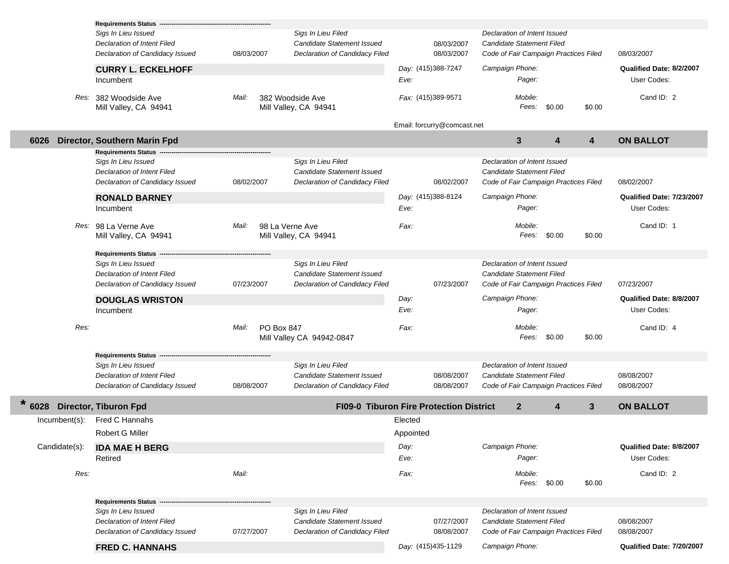**Requirements Status** ----------------------------------------

| | | | | | |
|---|---|---|---|---|---|
| *Sigs In Lieu Issued* | | *Sigs In Lieu Filed* | | *Declaration of Intent Issued* | |
| *Declaration of Intent Filed* | | *Candidate Statement Issued* | 08/03/2007 | *Candidate Statement Filed* | |
| *Declaration of Candidacy Issued* | 08/03/2007 | *Declaration of Candidacy Filed* | 08/03/2007 | *Code of Fair Campaign Practices Filed* | 08/03/2007 |

**CURRY L. ECKELHOFF**
Incumbent

*Day:* (415)388-7247
*Eve:*
*Fax:* (415)389-9571
Email: forcurry@comcast.net

*Campaign Phone:*
*Pager:*
*Mobile:*
*Fees:* $0.00 $0.00

**Qualified Date: 8/2/2007**
User Codes:
Cand ID: 2

*Res:* 382 Woodside Ave, Mill Valley, CA 94941
*Mail:* 382 Woodside Ave, Mill Valley, CA 94941

## 6026 Director, Southern Marin Fpd — 3 | 4 | 4 | ON BALLOT

**Requirements Status** ----------------------------------------

| | | | | | |
|---|---|---|---|---|---|
| *Sigs In Lieu Issued* | | *Sigs In Lieu Filed* | | *Declaration of Intent Issued* | |
| *Declaration of Intent Filed* | | *Candidate Statement Issued* | | *Candidate Statement Filed* | |
| *Declaration of Candidacy Issued* | 08/02/2007 | *Declaration of Candidacy Filed* | 08/02/2007 | *Code of Fair Campaign Practices Filed* | 08/02/2007 |

**RONALD BARNEY**
Incumbent

*Day:* (415)388-8124
*Eve:*
*Fax:*

*Campaign Phone:*
*Pager:*
*Mobile:*
*Fees:* $0.00 $0.00

**Qualified Date: 7/23/2007**
User Codes:
Cand ID: 1

*Res:* 98 La Verne Ave, Mill Valley, CA 94941
*Mail:* 98 La Verne Ave, Mill Valley, CA 94941

**Requirements Status** ----------------------------------------

| | | | | | |
|---|---|---|---|---|---|
| *Sigs In Lieu Issued* | | *Sigs In Lieu Filed* | | *Declaration of Intent Issued* | |
| *Declaration of Intent Filed* | | *Candidate Statement Issued* | | *Candidate Statement Filed* | |
| *Declaration of Candidacy Issued* | 07/23/2007 | *Declaration of Candidacy Filed* | 07/23/2007 | *Code of Fair Campaign Practices Filed* | 07/23/2007 |

**DOUGLAS WRISTON**
Incumbent

*Day:*
*Eve:*
*Fax:*

*Campaign Phone:*
*Pager:*
*Mobile:*
*Fees:* $0.00 $0.00

**Qualified Date: 8/8/2007**
User Codes:
Cand ID: 4

*Res:*
*Mail:* PO Box 847, Mill Valley CA 94942-0847

**Requirements Status** ----------------------------------------

| | | | | | |
|---|---|---|---|---|---|
| *Sigs In Lieu Issued* | | *Sigs In Lieu Filed* | | *Declaration of Intent Issued* | |
| *Declaration of Intent Filed* | | *Candidate Statement Issued* | 08/08/2007 | *Candidate Statement Filed* | 08/08/2007 |
| *Declaration of Candidacy Issued* | 08/08/2007 | *Declaration of Candidacy Filed* | 08/08/2007 | *Code of Fair Campaign Practices Filed* | 08/08/2007 |

## * 6028 Director, Tiburon Fpd — FI09-0 Tiburon Fire Protection District — 2 | 4 | 3 | ON BALLOT

Incumbent(s):
- Fred C Hannahs — Elected
- Robert G Miller — Appointed

Candidate(s):

**IDA MAE H BERG**
Retired

*Day:*
*Eve:*
*Fax:*

*Campaign Phone:*
*Pager:*
*Mobile:*
*Fees:* $0.00 $0.00

**Qualified Date: 8/8/2007**
User Codes:
Cand ID: 2

*Res:*
*Mail:*

**Requirements Status** ----------------------------------------

| | | | | | |
|---|---|---|---|---|---|
| *Sigs In Lieu Issued* | | *Sigs In Lieu Filed* | | *Declaration of Intent Issued* | |
| *Declaration of Intent Filed* | | *Candidate Statement Issued* | 07/27/2007 | *Candidate Statement Filed* | 08/08/2007 |
| *Declaration of Candidacy Issued* | 07/27/2007 | *Declaration of Candidacy Filed* | 08/08/2007 | *Code of Fair Campaign Practices Filed* | 08/08/2007 |

**FRED C. HANNAHS**

*Day:* (415)435-1129
*Campaign Phone:*

**Qualified Date: 7/20/2007**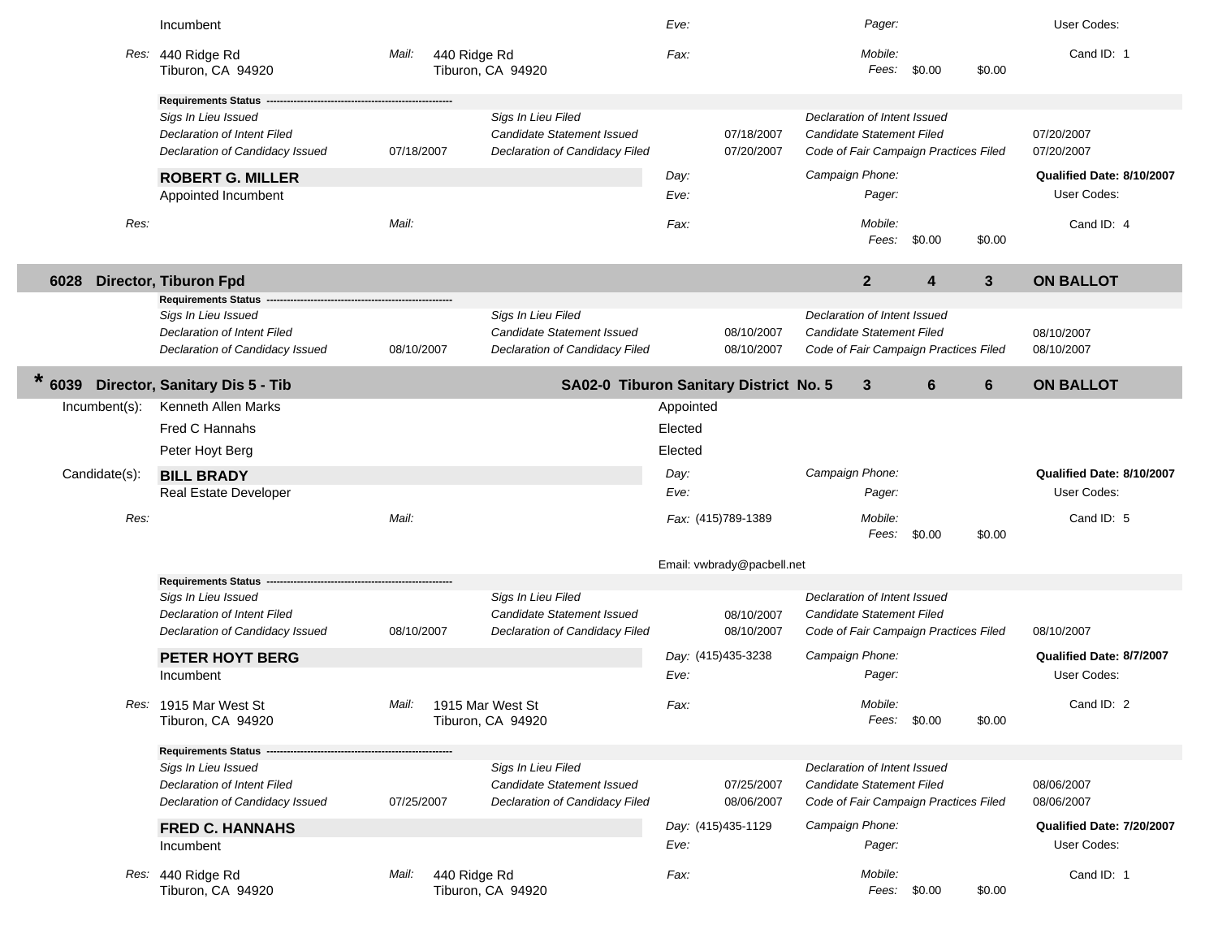Incumbent | Eve: | Pager: | User Codes:

*Res:* 440 Ridge Rd
Tiburon, CA 94920

*Mail:* 440 Ridge Rd
Tiburon, CA 94920

*Fax:*

*Mobile:*
*Fees:* $0.00 $0.00

Cand ID: 1

**Requirements Status**

| | | | | | |
|---|---|---|---|---|---|
| *Sigs In Lieu Issued* | | *Sigs In Lieu Filed* | | *Declaration of Intent Issued* | |
| *Declaration of Intent Filed* | | *Candidate Statement Issued* | 07/18/2007 | *Candidate Statement Filed* | 07/20/2007 |
| *Declaration of Candidacy Issued* | 07/18/2007 | *Declaration of Candidacy Filed* | 07/20/2007 | *Code of Fair Campaign Practices Filed* | 07/20/2007 |

**ROBERT G. MILLER**
Appointed Incumbent

*Day:*
*Eve:*

*Campaign Phone:*
*Pager:*

**Qualified Date: 8/10/2007**
User Codes:

*Res:*

*Mail:*

*Fax:*

*Mobile:*
*Fees:* $0.00 $0.00

Cand ID: 4

## 6028 Director, Tiburon Fpd — 2 4 3 ON BALLOT

**Requirements Status**

| | | | | | |
|---|---|---|---|---|---|
| *Sigs In Lieu Issued* | | *Sigs In Lieu Filed* | | *Declaration of Intent Issued* | |
| *Declaration of Intent Filed* | | *Candidate Statement Issued* | 08/10/2007 | *Candidate Statement Filed* | 08/10/2007 |
| *Declaration of Candidacy Issued* | 08/10/2007 | *Declaration of Candidacy Filed* | 08/10/2007 | *Code of Fair Campaign Practices Filed* | 08/10/2007 |

## * 6039 Director, Sanitary Dis 5 - Tib — SA02-0 Tiburon Sanitary District No. 5 — 3 6 6 ON BALLOT

Incumbent(s):

| | |
|---|---|
| Kenneth Allen Marks | Appointed |
| Fred C Hannahs | Elected |
| Peter Hoyt Berg | Elected |

Candidate(s):

**BILL BRADY**
Real Estate Developer

*Day:*
*Eve:*

*Campaign Phone:*
*Pager:*

**Qualified Date: 8/10/2007**
User Codes:

*Res:*

*Mail:*

*Fax:* (415)789-1389

*Mobile:*
*Fees:* $0.00 $0.00

Cand ID: 5

Email: vwbrady@pacbell.net

**Requirements Status**

| | | | | | |
|---|---|---|---|---|---|
| *Sigs In Lieu Issued* | | *Sigs In Lieu Filed* | | *Declaration of Intent Issued* | |
| *Declaration of Intent Filed* | | *Candidate Statement Issued* | 08/10/2007 | *Candidate Statement Filed* | |
| *Declaration of Candidacy Issued* | 08/10/2007 | *Declaration of Candidacy Filed* | 08/10/2007 | *Code of Fair Campaign Practices Filed* | 08/10/2007 |

**PETER HOYT BERG**
Incumbent

*Day:* (415)435-3238
*Eve:*

*Campaign Phone:*
*Pager:*

**Qualified Date: 8/7/2007**
User Codes:

*Res:* 1915 Mar West St
Tiburon, CA 94920

*Mail:* 1915 Mar West St
Tiburon, CA 94920

*Fax:*

*Mobile:*
*Fees:* $0.00 $0.00

Cand ID: 2

**Requirements Status**

| | | | | | |
|---|---|---|---|---|---|
| *Sigs In Lieu Issued* | | *Sigs In Lieu Filed* | | *Declaration of Intent Issued* | |
| *Declaration of Intent Filed* | | *Candidate Statement Issued* | 07/25/2007 | *Candidate Statement Filed* | 08/06/2007 |
| *Declaration of Candidacy Issued* | 07/25/2007 | *Declaration of Candidacy Filed* | 08/06/2007 | *Code of Fair Campaign Practices Filed* | 08/06/2007 |

**FRED C. HANNAHS**
Incumbent

*Day:* (415)435-1129
*Eve:*

*Campaign Phone:*
*Pager:*

**Qualified Date: 7/20/2007**
User Codes:

*Res:* 440 Ridge Rd
Tiburon, CA 94920

*Mail:* 440 Ridge Rd
Tiburon, CA 94920

*Fax:*

*Mobile:*
*Fees:* $0.00 $0.00

Cand ID: 1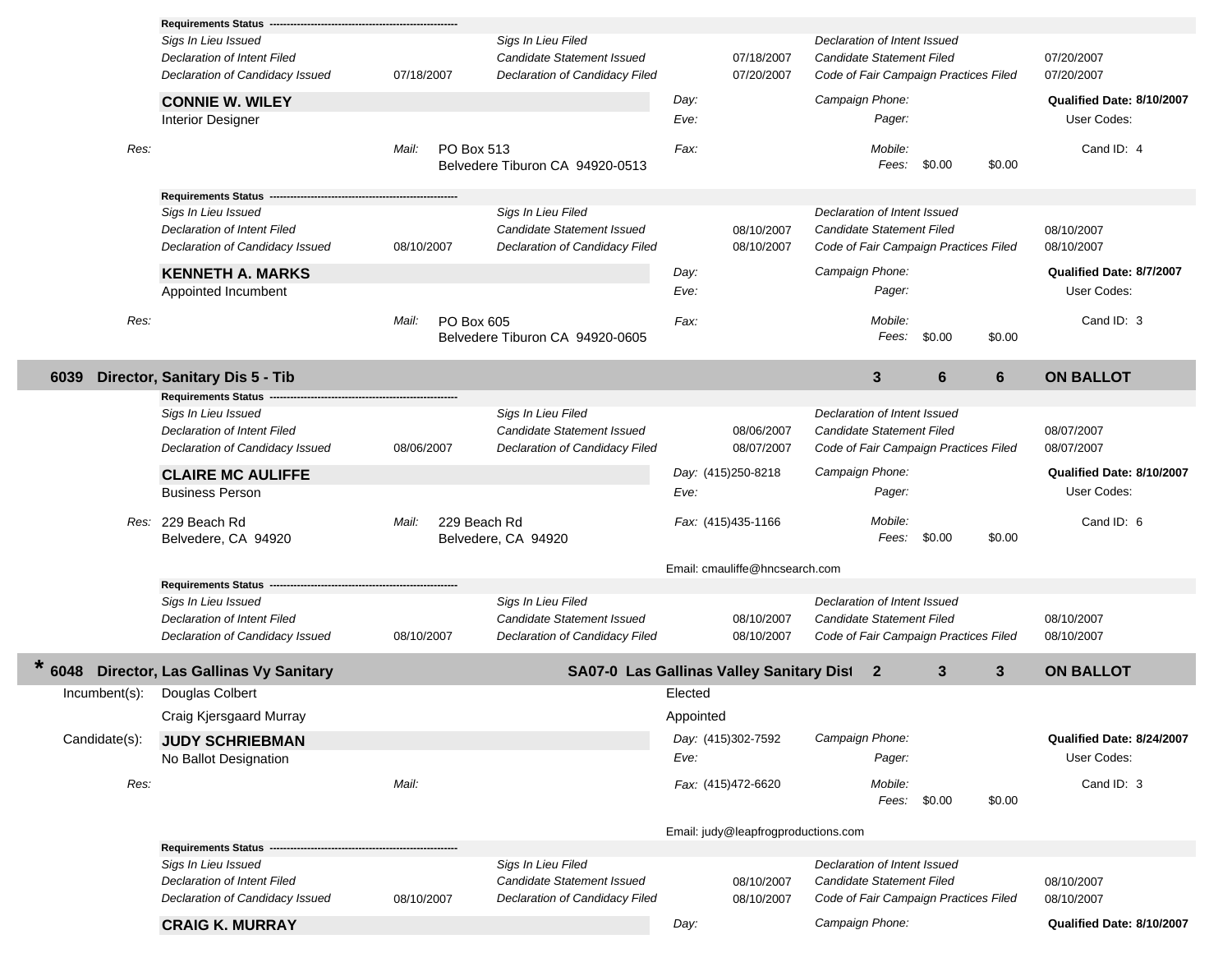**Requirements Status** ---------------------------------------------------------

| | | | | | |
|---|---|---|---|---|---|
| *Sigs In Lieu Issued* | | *Sigs In Lieu Filed* | | *Declaration of Intent Issued* | |
| *Declaration of Intent Filed* | | *Candidate Statement Issued* | 07/18/2007 | *Candidate Statement Filed* | 07/20/2007 |
| *Declaration of Candidacy Issued* | 07/18/2007 | *Declaration of Candidacy Filed* | 07/20/2007 | *Code of Fair Campaign Practices Filed* | 07/20/2007 |

**CONNIE W. WILEY** — *Day:* — *Campaign Phone:* — **Qualified Date: 8/10/2007**
Interior Designer — *Eve:* — *Pager:* — User Codes:

*Res:* — *Mail:* PO Box 513, Belvedere Tiburon CA 94920-0513 — *Fax:* — *Mobile:* — *Fees:* $0.00 $0.00 — Cand ID: 4

**Requirements Status** ---------------------------------------------------------

| | | | | | |
|---|---|---|---|---|---|
| *Sigs In Lieu Issued* | | *Sigs In Lieu Filed* | | *Declaration of Intent Issued* | |
| *Declaration of Intent Filed* | | *Candidate Statement Issued* | 08/10/2007 | *Candidate Statement Filed* | 08/10/2007 |
| *Declaration of Candidacy Issued* | 08/10/2007 | *Declaration of Candidacy Filed* | 08/10/2007 | *Code of Fair Campaign Practices Filed* | 08/10/2007 |

**KENNETH A. MARKS** — *Day:* — *Campaign Phone:* — **Qualified Date: 8/7/2007**
Appointed Incumbent — *Eve:* — *Pager:* — User Codes:

*Res:* — *Mail:* PO Box 605, Belvedere Tiburon CA 94920-0605 — *Fax:* — *Mobile:* — *Fees:* $0.00 $0.00 — Cand ID: 3

## 6039 Director, Sanitary Dis 5 - Tib — 3 — 6 — 6 — ON BALLOT

**Requirements Status** ---------------------------------------------------------

| | | | | | |
|---|---|---|---|---|---|
| *Sigs In Lieu Issued* | | *Sigs In Lieu Filed* | | *Declaration of Intent Issued* | |
| *Declaration of Intent Filed* | | *Candidate Statement Issued* | 08/06/2007 | *Candidate Statement Filed* | 08/07/2007 |
| *Declaration of Candidacy Issued* | 08/06/2007 | *Declaration of Candidacy Filed* | 08/07/2007 | *Code of Fair Campaign Practices Filed* | 08/07/2007 |

**CLAIRE MC AULIFFE** — *Day:* (415)250-8218 — *Campaign Phone:* — **Qualified Date: 8/10/2007**
Business Person — *Eve:* — *Pager:* — User Codes:

*Res:* 229 Beach Rd, Belvedere, CA 94920 — *Mail:* 229 Beach Rd, Belvedere, CA 94920 — *Fax:* (415)435-1166 — *Mobile:* — *Fees:* $0.00 $0.00 — Cand ID: 6

Email: cmauliffe@hncsearch.com

**Requirements Status** ---------------------------------------------------------

| | | | | | |
|---|---|---|---|---|---|
| *Sigs In Lieu Issued* | | *Sigs In Lieu Filed* | | *Declaration of Intent Issued* | |
| *Declaration of Intent Filed* | | *Candidate Statement Issued* | 08/10/2007 | *Candidate Statement Filed* | 08/10/2007 |
| *Declaration of Candidacy Issued* | 08/10/2007 | *Declaration of Candidacy Filed* | 08/10/2007 | *Code of Fair Campaign Practices Filed* | 08/10/2007 |

## * 6048 Director, Las Gallinas Vy Sanitary — SA07-0 Las Gallinas Valley Sanitary Dist — 2 — 3 — 3 — ON BALLOT

Incumbent(s): Douglas Colbert — Elected
Craig Kjersgaard Murray — Appointed

Candidate(s): **JUDY SCHRIEBMAN** — *Day:* (415)302-7592 — *Campaign Phone:* — **Qualified Date: 8/24/2007**
No Ballot Designation — *Eve:* — *Pager:* — User Codes:

*Res:* — *Mail:* — *Fax:* (415)472-6620 — *Mobile:* — *Fees:* $0.00 $0.00 — Cand ID: 3

Email: judy@leapfrogproductions.com

**Requirements Status** ---------------------------------------------------------

| | | | | | |
|---|---|---|---|---|---|
| *Sigs In Lieu Issued* | | *Sigs In Lieu Filed* | | *Declaration of Intent Issued* | |
| *Declaration of Intent Filed* | | *Candidate Statement Issued* | 08/10/2007 | *Candidate Statement Filed* | 08/10/2007 |
| *Declaration of Candidacy Issued* | 08/10/2007 | *Declaration of Candidacy Filed* | 08/10/2007 | *Code of Fair Campaign Practices Filed* | 08/10/2007 |

**CRAIG K. MURRAY** — *Day:* — *Campaign Phone:* — **Qualified Date: 8/10/2007**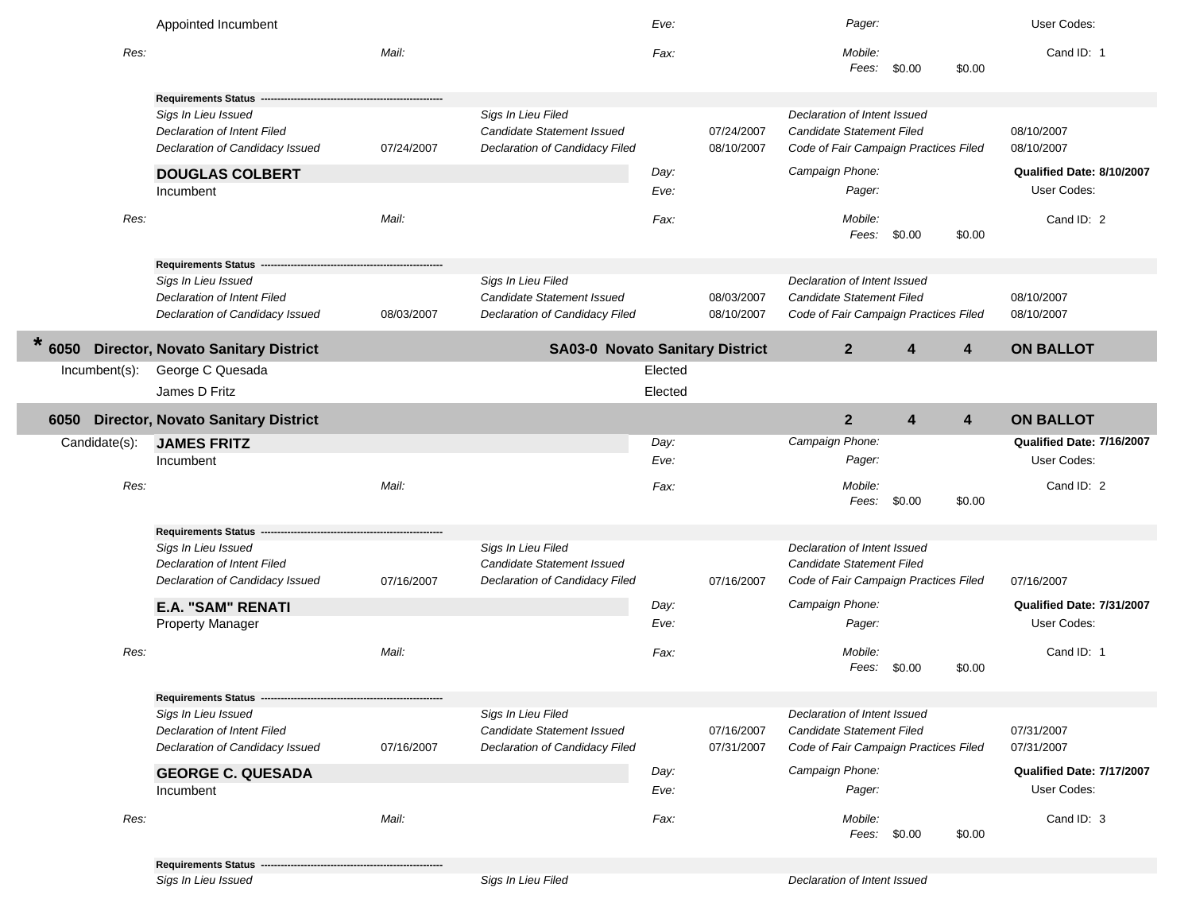Appointed Incumbent | | | Eve: | | Pager: | | User Codes:
---|---|---|---|---|---|---|---

*Res:* &nbsp;&nbsp;&nbsp; *Mail:* &nbsp;&nbsp;&nbsp; *Fax:* &nbsp;&nbsp;&nbsp; *Mobile:* &nbsp;&nbsp;&nbsp; Cand ID: 1
*Fees:* $0.00 $0.00

**Requirements Status**

| | | | | | |
|---|---|---|---|---|---|
| *Sigs In Lieu Issued* | | *Sigs In Lieu Filed* | | *Declaration of Intent Issued* | |
| *Declaration of Intent Filed* | | *Candidate Statement Issued* | 07/24/2007 | *Candidate Statement Filed* | 08/10/2007 |
| *Declaration of Candidacy Issued* | 07/24/2007 | *Declaration of Candidacy Filed* | 08/10/2007 | *Code of Fair Campaign Practices Filed* | 08/10/2007 |

**DOUGLAS COLBERT** &nbsp;&nbsp;&nbsp; *Day:* &nbsp;&nbsp;&nbsp; *Campaign Phone:* &nbsp;&nbsp;&nbsp; **Qualified Date: 8/10/2007**
Incumbent &nbsp;&nbsp;&nbsp; *Eve:* &nbsp;&nbsp;&nbsp; *Pager:* &nbsp;&nbsp;&nbsp; User Codes:

*Res:* &nbsp;&nbsp;&nbsp; *Mail:* &nbsp;&nbsp;&nbsp; *Fax:* &nbsp;&nbsp;&nbsp; *Mobile:* &nbsp;&nbsp;&nbsp; Cand ID: 2
*Fees:* $0.00 $0.00

**Requirements Status**

| | | | | | |
|---|---|---|---|---|---|
| *Sigs In Lieu Issued* | | *Sigs In Lieu Filed* | | *Declaration of Intent Issued* | |
| *Declaration of Intent Filed* | | *Candidate Statement Issued* | 08/03/2007 | *Candidate Statement Filed* | 08/10/2007 |
| *Declaration of Candidacy Issued* | 08/03/2007 | *Declaration of Candidacy Filed* | 08/10/2007 | *Code of Fair Campaign Practices Filed* | 08/10/2007 |

## * 6050 Director, Novato Sanitary District &nbsp;&nbsp; SA03-0 Novato Sanitary District &nbsp;&nbsp; 2 &nbsp; 4 &nbsp; 4 &nbsp;&nbsp; ON BALLOT

Incumbent(s): George C Quesada — Elected
James D Fritz — Elected

## 6050 Director, Novato Sanitary District &nbsp;&nbsp; 2 &nbsp; 4 &nbsp; 4 &nbsp;&nbsp; ON BALLOT

Candidate(s): **JAMES FRITZ** &nbsp;&nbsp;&nbsp; *Day:* &nbsp;&nbsp;&nbsp; *Campaign Phone:* &nbsp;&nbsp;&nbsp; **Qualified Date: 7/16/2007**
Incumbent &nbsp;&nbsp;&nbsp; *Eve:* &nbsp;&nbsp;&nbsp; *Pager:* &nbsp;&nbsp;&nbsp; User Codes:

*Res:* &nbsp;&nbsp;&nbsp; *Mail:* &nbsp;&nbsp;&nbsp; *Fax:* &nbsp;&nbsp;&nbsp; *Mobile:* &nbsp;&nbsp;&nbsp; Cand ID: 2
*Fees:* $0.00 $0.00

**Requirements Status**

| | | | | | |
|---|---|---|---|---|---|
| *Sigs In Lieu Issued* | | *Sigs In Lieu Filed* | | *Declaration of Intent Issued* | |
| *Declaration of Intent Filed* | | *Candidate Statement Issued* | | *Candidate Statement Filed* | |
| *Declaration of Candidacy Issued* | 07/16/2007 | *Declaration of Candidacy Filed* | 07/16/2007 | *Code of Fair Campaign Practices Filed* | 07/16/2007 |

**E.A. "SAM" RENATI** &nbsp;&nbsp;&nbsp; *Day:* &nbsp;&nbsp;&nbsp; *Campaign Phone:* &nbsp;&nbsp;&nbsp; **Qualified Date: 7/31/2007**
Property Manager &nbsp;&nbsp;&nbsp; *Eve:* &nbsp;&nbsp;&nbsp; *Pager:* &nbsp;&nbsp;&nbsp; User Codes:

*Res:* &nbsp;&nbsp;&nbsp; *Mail:* &nbsp;&nbsp;&nbsp; *Fax:* &nbsp;&nbsp;&nbsp; *Mobile:* &nbsp;&nbsp;&nbsp; Cand ID: 1
*Fees:* $0.00 $0.00

**Requirements Status**

| | | | | | |
|---|---|---|---|---|---|
| *Sigs In Lieu Issued* | | *Sigs In Lieu Filed* | | *Declaration of Intent Issued* | |
| *Declaration of Intent Filed* | | *Candidate Statement Issued* | 07/16/2007 | *Candidate Statement Filed* | 07/31/2007 |
| *Declaration of Candidacy Issued* | 07/16/2007 | *Declaration of Candidacy Filed* | 07/31/2007 | *Code of Fair Campaign Practices Filed* | 07/31/2007 |

**GEORGE C. QUESADA** &nbsp;&nbsp;&nbsp; *Day:* &nbsp;&nbsp;&nbsp; *Campaign Phone:* &nbsp;&nbsp;&nbsp; **Qualified Date: 7/17/2007**
Incumbent &nbsp;&nbsp;&nbsp; *Eve:* &nbsp;&nbsp;&nbsp; *Pager:* &nbsp;&nbsp;&nbsp; User Codes:

*Res:* &nbsp;&nbsp;&nbsp; *Mail:* &nbsp;&nbsp;&nbsp; *Fax:* &nbsp;&nbsp;&nbsp; *Mobile:* &nbsp;&nbsp;&nbsp; Cand ID: 3
*Fees:* $0.00 $0.00

**Requirements Status**

| | | | | | |
|---|---|---|---|---|---|
| *Sigs In Lieu Issued* | | *Sigs In Lieu Filed* | | *Declaration of Intent Issued* | |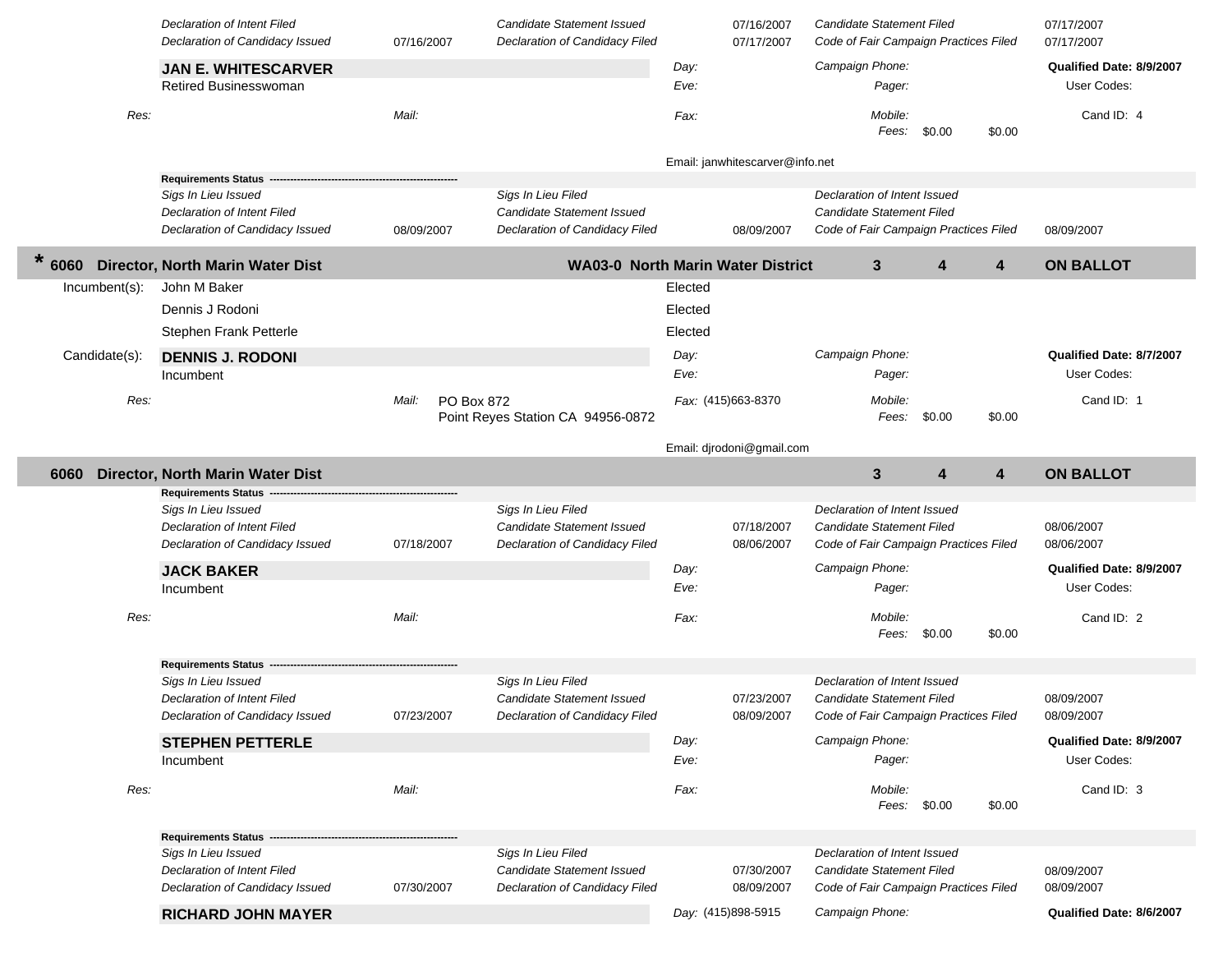| | | | | | |
|---|---|---|---|---|---|
| *Declaration of Intent Filed* | | *Candidate Statement Issued* | 07/16/2007 | *Candidate Statement Filed* | 07/17/2007 |
| *Declaration of Candidacy Issued* | 07/16/2007 | *Declaration of Candidacy Filed* | 07/17/2007 | *Code of Fair Campaign Practices Filed* | 07/17/2007 |

**JAN E. WHITESCARVER**
Retired Businesswoman

*Day:*
*Eve:*
*Campaign Phone:*
*Pager:*
**Qualified Date: 8/9/2007**
User Codes:

*Res:* *Mail:* *Fax:* *Mobile:* Cand ID: 4
*Fees:* $0.00 $0.00

Email: janwhitescarver@info.net

**Requirements Status** -------------------------------------------------------

| | | | | | |
|---|---|---|---|---|---|
| *Sigs In Lieu Issued* | | *Sigs In Lieu Filed* | | *Declaration of Intent Issued* | |
| *Declaration of Intent Filed* | | *Candidate Statement Issued* | | *Candidate Statement Filed* | |
| *Declaration of Candidacy Issued* | 08/09/2007 | *Declaration of Candidacy Filed* | 08/09/2007 | *Code of Fair Campaign Practices Filed* | 08/09/2007 |

## * 6060 Director, North Marin Water Dist — WA03-0 North Marin Water District — 3 4 4 — ON BALLOT

Incumbent(s):
- John M Baker — Elected
- Dennis J Rodoni — Elected
- Stephen Frank Petterle — Elected

Candidate(s):

**DENNIS J. RODONI**
Incumbent

*Day:*
*Eve:*
*Campaign Phone:*
*Pager:*
**Qualified Date: 8/7/2007**
User Codes:

*Res:* *Mail:* PO Box 872, Point Reyes Station CA 94956-0872
*Fax:* (415)663-8370
*Mobile:*
*Fees:* $0.00 $0.00
Cand ID: 1

Email: djrodoni@gmail.com

## 6060 Director, North Marin Water Dist — 3 4 4 — ON BALLOT

**Requirements Status** -------------------------------------------------------

| | | | | | |
|---|---|---|---|---|---|
| *Sigs In Lieu Issued* | | *Sigs In Lieu Filed* | | *Declaration of Intent Issued* | |
| *Declaration of Intent Filed* | | *Candidate Statement Issued* | 07/18/2007 | *Candidate Statement Filed* | 08/06/2007 |
| *Declaration of Candidacy Issued* | 07/18/2007 | *Declaration of Candidacy Filed* | 08/06/2007 | *Code of Fair Campaign Practices Filed* | 08/06/2007 |

**JACK BAKER**
Incumbent

*Day:*
*Eve:*
*Campaign Phone:*
*Pager:*
**Qualified Date: 8/9/2007**
User Codes:

*Res:* *Mail:* *Fax:* *Mobile:* Cand ID: 2
*Fees:* $0.00 $0.00

**Requirements Status** -------------------------------------------------------

| | | | | | |
|---|---|---|---|---|---|
| *Sigs In Lieu Issued* | | *Sigs In Lieu Filed* | | *Declaration of Intent Issued* | |
| *Declaration of Intent Filed* | | *Candidate Statement Issued* | 07/23/2007 | *Candidate Statement Filed* | 08/09/2007 |
| *Declaration of Candidacy Issued* | 07/23/2007 | *Declaration of Candidacy Filed* | 08/09/2007 | *Code of Fair Campaign Practices Filed* | 08/09/2007 |

**STEPHEN PETTERLE**
Incumbent

*Day:*
*Eve:*
*Campaign Phone:*
*Pager:*
**Qualified Date: 8/9/2007**
User Codes:

*Res:* *Mail:* *Fax:* *Mobile:* Cand ID: 3
*Fees:* $0.00 $0.00

**Requirements Status** -------------------------------------------------------

| | | | | | |
|---|---|---|---|---|---|
| *Sigs In Lieu Issued* | | *Sigs In Lieu Filed* | | *Declaration of Intent Issued* | |
| *Declaration of Intent Filed* | | *Candidate Statement Issued* | 07/30/2007 | *Candidate Statement Filed* | 08/09/2007 |
| *Declaration of Candidacy Issued* | 07/30/2007 | *Declaration of Candidacy Filed* | 08/09/2007 | *Code of Fair Campaign Practices Filed* | 08/09/2007 |

**RICHARD JOHN MAYER**

*Day:* (415)898-5915
*Campaign Phone:*
**Qualified Date: 8/6/2007**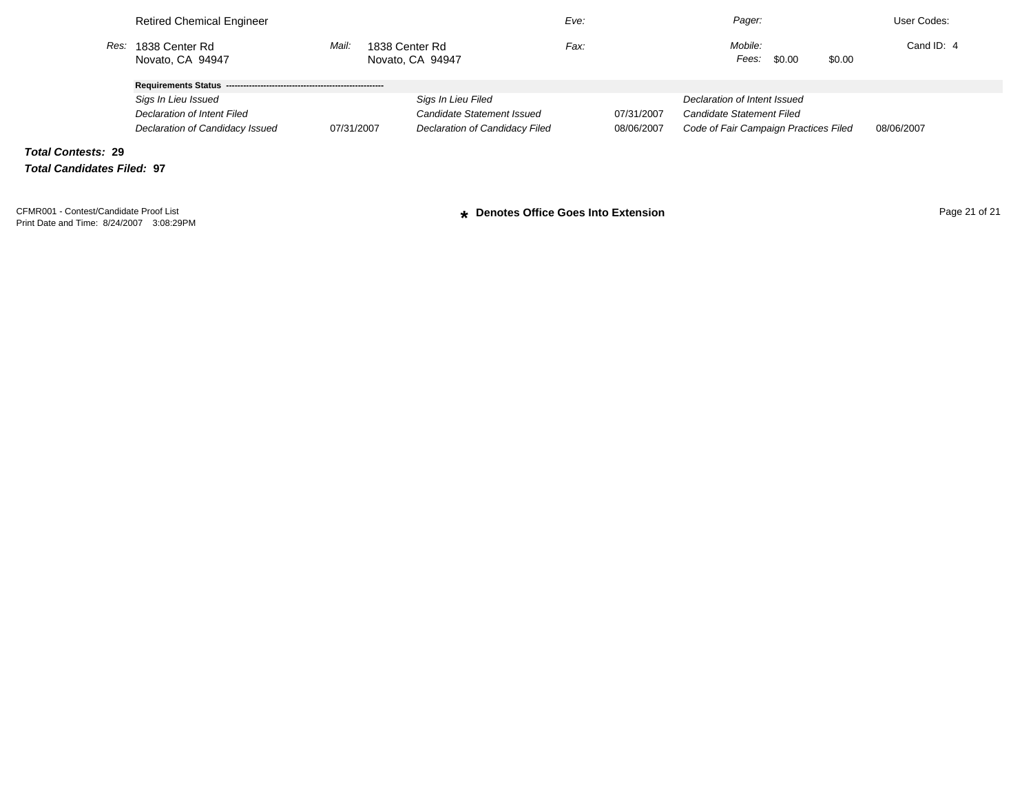Retired Chemical Engineer

| | | | | | | | |
|---|---|---|---|---|---|---|---|
| *Res:* | 1838 Center Rd<br>Novato, CA 94947 | *Mail:* | 1838 Center Rd<br>Novato, CA 94947 | *Eve:* | *Pager:* | | User Codes: |
| | | | | *Fax:* | *Mobile:* | | Cand ID: 4 |
| | | | | | *Fees:* | $0.00 $0.00 | |

**Requirements Status**

| | | | | | |
|---|---|---|---|---|---|
| *Sigs In Lieu Issued* | | *Sigs In Lieu Filed* | | *Declaration of Intent Issued* | |
| *Declaration of Intent Filed* | | *Candidate Statement Issued* | 07/31/2007 | *Candidate Statement Filed* | |
| *Declaration of Candidacy Issued* | 07/31/2007 | *Declaration of Candidacy Filed* | 08/06/2007 | *Code of Fair Campaign Practices Filed* | 08/06/2007 |

***Total Contests:* 29**

***Total Candidates Filed:* 97**

CFMR001 - Contest/Candidate Proof List
Print Date and Time: 8/24/2007 3:08:29PM

**\* Denotes Office Goes Into Extension**